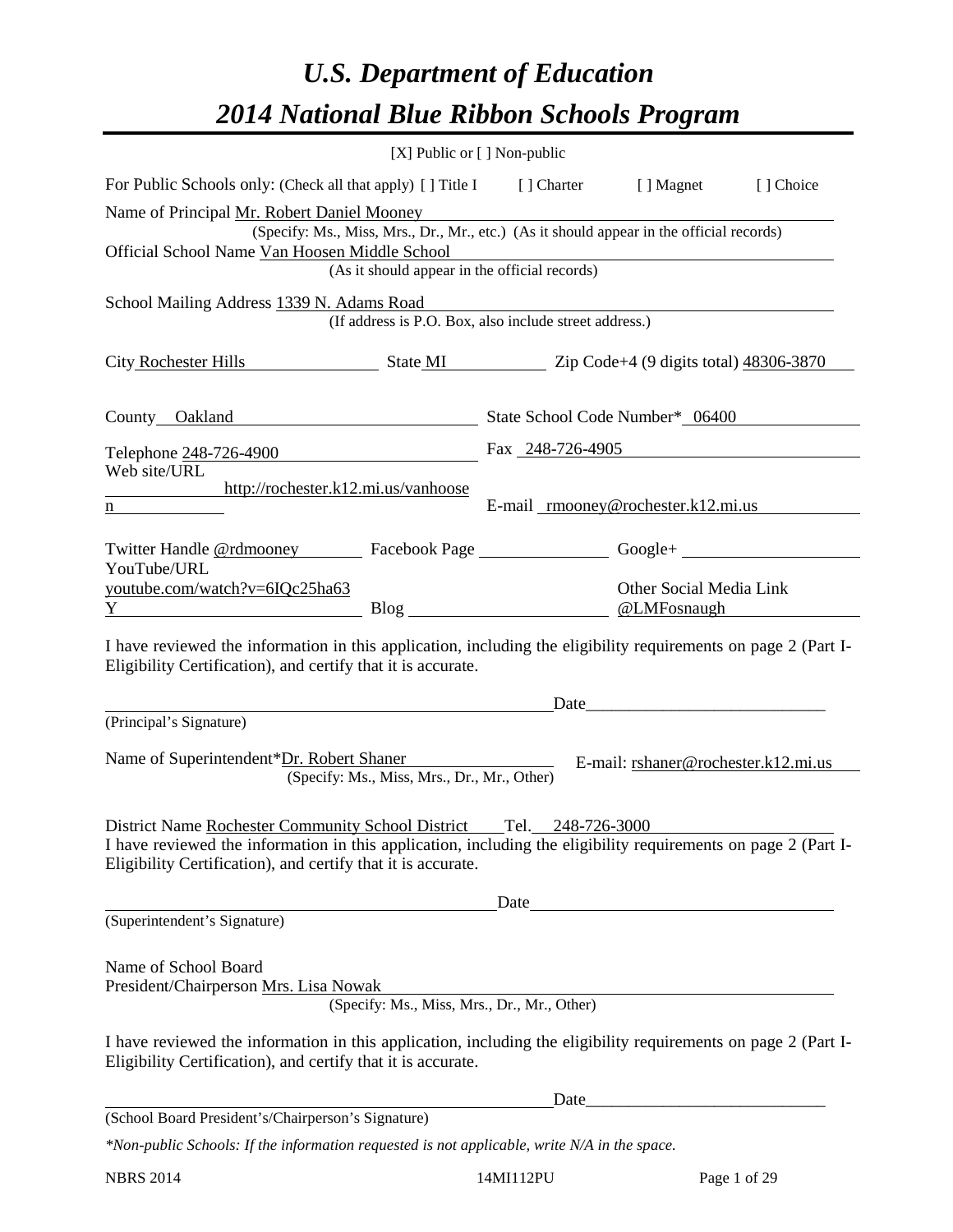# *U.S. Department of Education*

# *2014 National Blue Ribbon Schools Program*

[X] Public or [ ] Non-public

For Public Schools only: (Check all that apply) [ ] Title I [ ] Charter [ ] Magnet [ ] Choice

Name of Principal Mr. Robert Daniel Mooney
(Specify: Ms., Miss, Mrs., Dr., Mr., etc.) (As it should appear in the official records)

Official School Name Van Hoosen Middle School
(As it should appear in the official records)

School Mailing Address 1339 N. Adams Road
(If address is P.O. Box, also include street address.)

City Rochester Hills State MI Zip Code+4 (9 digits total) 48306-3870

County Oakland State School Code Number* 06400

Telephone 248-726-4900 Fax 248-726-4905

Web site/URL http://rochester.k12.mi.us/vanhoosen E-mail rmooney@rochester.k12.mi.us

Twitter Handle @rdmooney Facebook Page Google+

YouTube/URL youtube.com/watch?v=6IQc25ha63Y Blog Other Social Media Link @LMFosnaugh

I have reviewed the information in this application, including the eligibility requirements on page 2 (Part I-Eligibility Certification), and certify that it is accurate.

Date____________________________

(Principal's Signature)

Name of Superintendent*Dr. Robert Shaner E-mail: rshaner@rochester.k12.mi.us
(Specify: Ms., Miss, Mrs., Dr., Mr., Other)

District Name Rochester Community School District Tel. 248-726-3000

I have reviewed the information in this application, including the eligibility requirements on page 2 (Part I-Eligibility Certification), and certify that it is accurate.

Date____________________________

(Superintendent's Signature)

Name of School Board President/Chairperson Mrs. Lisa Nowak
(Specify: Ms., Miss, Mrs., Dr., Mr., Other)

I have reviewed the information in this application, including the eligibility requirements on page 2 (Part I-Eligibility Certification), and certify that it is accurate.

Date____________________________

(School Board President's/Chairperson's Signature)

*\*Non-public Schools: If the information requested is not applicable, write N/A in the space.*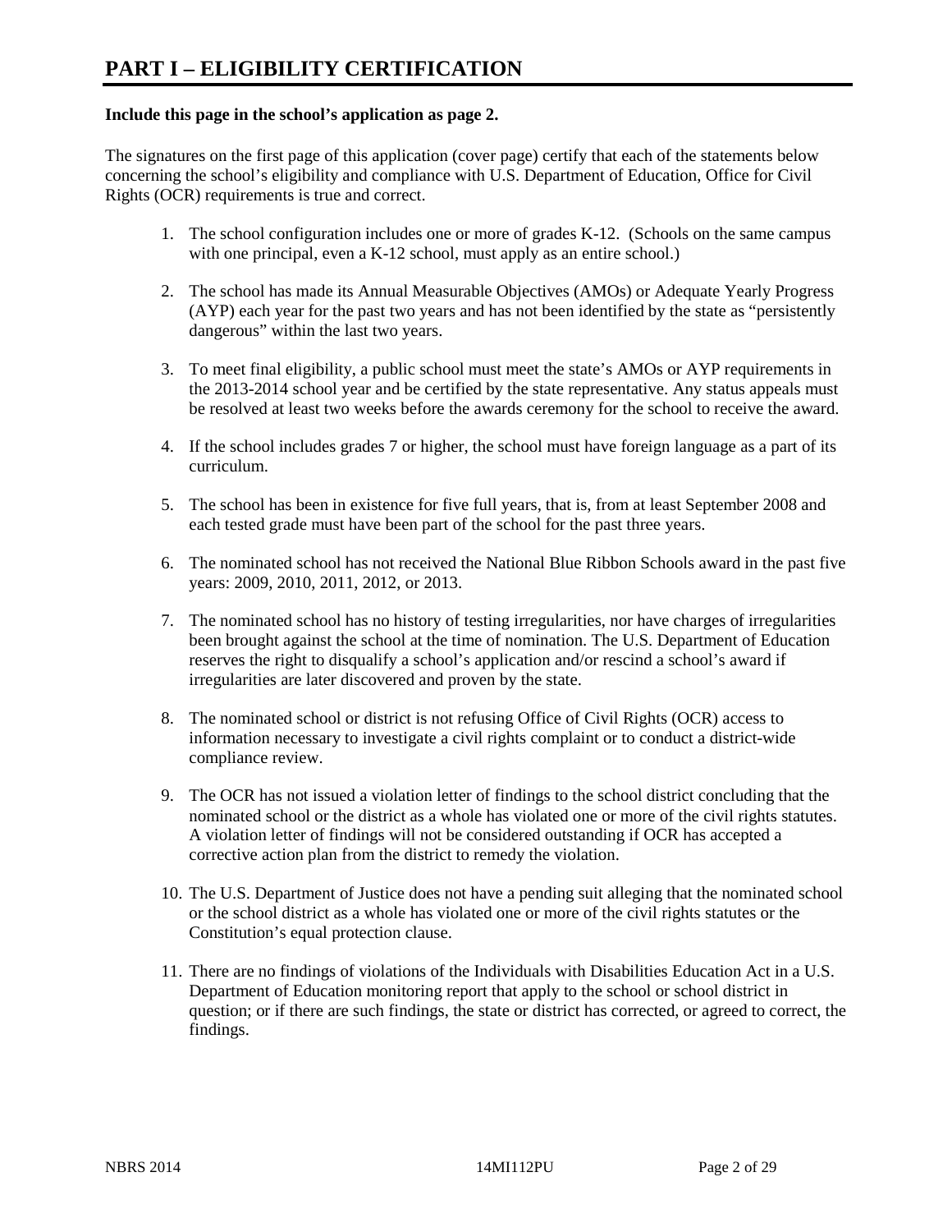# PART I – ELIGIBILITY CERTIFICATION

**Include this page in the school's application as page 2.**

The signatures on the first page of this application (cover page) certify that each of the statements below concerning the school's eligibility and compliance with U.S. Department of Education, Office for Civil Rights (OCR) requirements is true and correct.

1. The school configuration includes one or more of grades K-12. (Schools on the same campus with one principal, even a K-12 school, must apply as an entire school.)

2. The school has made its Annual Measurable Objectives (AMOs) or Adequate Yearly Progress (AYP) each year for the past two years and has not been identified by the state as "persistently dangerous" within the last two years.

3. To meet final eligibility, a public school must meet the state's AMOs or AYP requirements in the 2013-2014 school year and be certified by the state representative. Any status appeals must be resolved at least two weeks before the awards ceremony for the school to receive the award.

4. If the school includes grades 7 or higher, the school must have foreign language as a part of its curriculum.

5. The school has been in existence for five full years, that is, from at least September 2008 and each tested grade must have been part of the school for the past three years.

6. The nominated school has not received the National Blue Ribbon Schools award in the past five years: 2009, 2010, 2011, 2012, or 2013.

7. The nominated school has no history of testing irregularities, nor have charges of irregularities been brought against the school at the time of nomination. The U.S. Department of Education reserves the right to disqualify a school's application and/or rescind a school's award if irregularities are later discovered and proven by the state.

8. The nominated school or district is not refusing Office of Civil Rights (OCR) access to information necessary to investigate a civil rights complaint or to conduct a district-wide compliance review.

9. The OCR has not issued a violation letter of findings to the school district concluding that the nominated school or the district as a whole has violated one or more of the civil rights statutes. A violation letter of findings will not be considered outstanding if OCR has accepted a corrective action plan from the district to remedy the violation.

10. The U.S. Department of Justice does not have a pending suit alleging that the nominated school or the school district as a whole has violated one or more of the civil rights statutes or the Constitution's equal protection clause.

11. There are no findings of violations of the Individuals with Disabilities Education Act in a U.S. Department of Education monitoring report that apply to the school or school district in question; or if there are such findings, the state or district has corrected, or agreed to correct, the findings.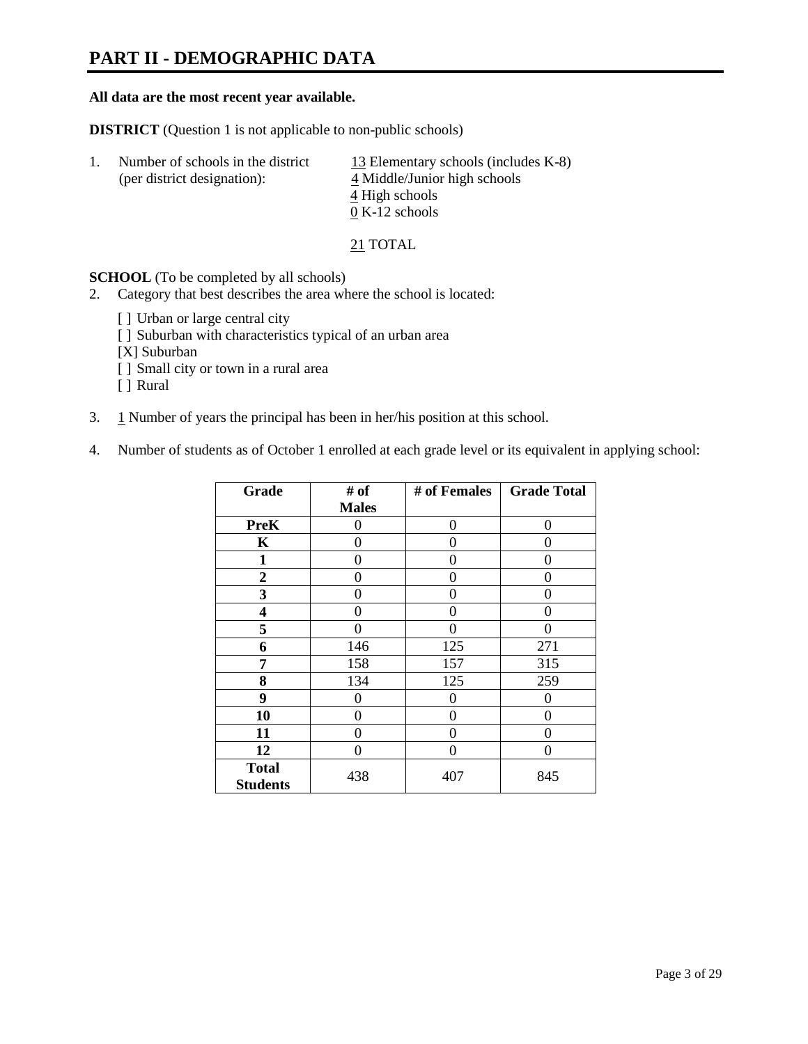# PART II - DEMOGRAPHIC DATA

**All data are the most recent year available.**

**DISTRICT** (Question 1 is not applicable to non-public schools)

1. Number of schools in the district (per district designation):
   - 13 Elementary schools (includes K-8)
   - 4 Middle/Junior high schools
   - 4 High schools
   - 0 K-12 schools

   21 TOTAL

**SCHOOL** (To be completed by all schools)

2. Category that best describes the area where the school is located:

   [ ] Urban or large central city
   [ ] Suburban with characteristics typical of an urban area
   [X] Suburban
   [ ] Small city or town in a rural area
   [ ] Rural

3. 1 Number of years the principal has been in her/his position at this school.

4. Number of students as of October 1 enrolled at each grade level or its equivalent in applying school:

| Grade | # of Males | # of Females | Grade Total |
|---|---|---|---|
| **PreK** | 0 | 0 | 0 |
| **K** | 0 | 0 | 0 |
| **1** | 0 | 0 | 0 |
| **2** | 0 | 0 | 0 |
| **3** | 0 | 0 | 0 |
| **4** | 0 | 0 | 0 |
| **5** | 0 | 0 | 0 |
| **6** | 146 | 125 | 271 |
| **7** | 158 | 157 | 315 |
| **8** | 134 | 125 | 259 |
| **9** | 0 | 0 | 0 |
| **10** | 0 | 0 | 0 |
| **11** | 0 | 0 | 0 |
| **12** | 0 | 0 | 0 |
| **Total Students** | 438 | 407 | 845 |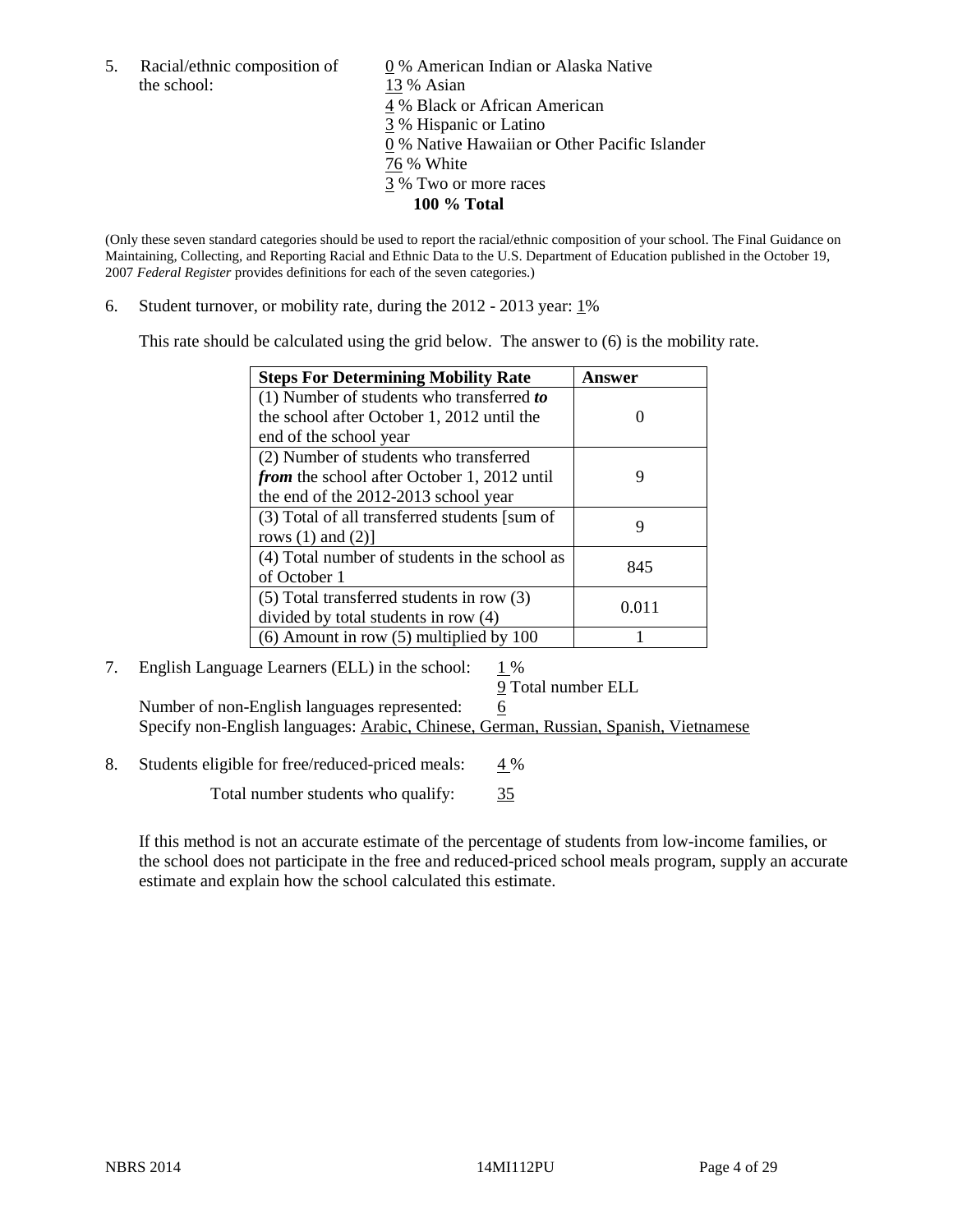5. Racial/ethnic composition of the school:

0 % American Indian or Alaska Native
13 % Asian
4 % Black or African American
3 % Hispanic or Latino
0 % Native Hawaiian or Other Pacific Islander
76 % White
3 % Two or more races
**100 % Total**

(Only these seven standard categories should be used to report the racial/ethnic composition of your school. The Final Guidance on Maintaining, Collecting, and Reporting Racial and Ethnic Data to the U.S. Department of Education published in the October 19, 2007 *Federal Register* provides definitions for each of the seven categories.)

6. Student turnover, or mobility rate, during the 2012 - 2013 year: 1%

This rate should be calculated using the grid below. The answer to (6) is the mobility rate.

| **Steps For Determining Mobility Rate** | **Answer** |
|---|---|
| (1) Number of students who transferred ***to*** the school after October 1, 2012 until the end of the school year | 0 |
| (2) Number of students who transferred ***from*** the school after October 1, 2012 until the end of the 2012-2013 school year | 9 |
| (3) Total of all transferred students [sum of rows (1) and (2)] | 9 |
| (4) Total number of students in the school as of October 1 | 845 |
| (5) Total transferred students in row (3) divided by total students in row (4) | 0.011 |
| (6) Amount in row (5) multiplied by 100 | 1 |

7. English Language Learners (ELL) in the school: 1 %

9 Total number ELL

Number of non-English languages represented: 6

Specify non-English languages: Arabic, Chinese, German, Russian, Spanish, Vietnamese

8. Students eligible for free/reduced-priced meals: 4 %

Total number students who qualify: 35

If this method is not an accurate estimate of the percentage of students from low-income families, or the school does not participate in the free and reduced-priced school meals program, supply an accurate estimate and explain how the school calculated this estimate.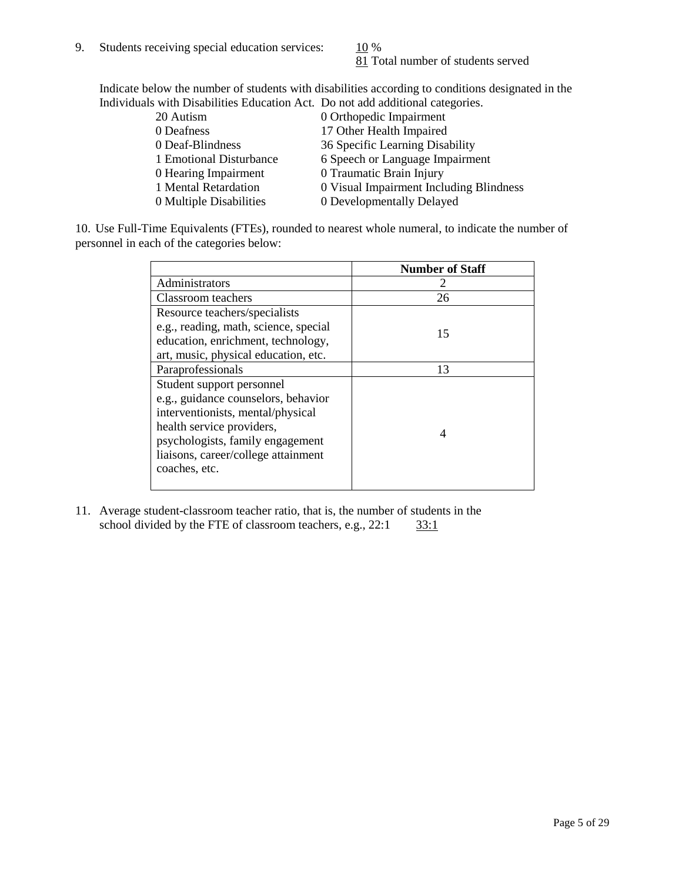9. Students receiving special education services: 10 %
   81 Total number of students served

Indicate below the number of students with disabilities according to conditions designated in the Individuals with Disabilities Education Act. Do not add additional categories.

| | |
|---|---|
| 20 Autism | 0 Orthopedic Impairment |
| 0 Deafness | 17 Other Health Impaired |
| 0 Deaf-Blindness | 36 Specific Learning Disability |
| 1 Emotional Disturbance | 6 Speech or Language Impairment |
| 0 Hearing Impairment | 0 Traumatic Brain Injury |
| 1 Mental Retardation | 0 Visual Impairment Including Blindness |
| 0 Multiple Disabilities | 0 Developmentally Delayed |

10. Use Full-Time Equivalents (FTEs), rounded to nearest whole numeral, to indicate the number of personnel in each of the categories below:

| | Number of Staff |
|---|---|
| Administrators | 2 |
| Classroom teachers | 26 |
| Resource teachers/specialists e.g., reading, math, science, special education, enrichment, technology, art, music, physical education, etc. | 15 |
| Paraprofessionals | 13 |
| Student support personnel e.g., guidance counselors, behavior interventionists, mental/physical health service providers, psychologists, family engagement liaisons, career/college attainment coaches, etc. | 4 |

11. Average student-classroom teacher ratio, that is, the number of students in the school divided by the FTE of classroom teachers, e.g., 22:1 33:1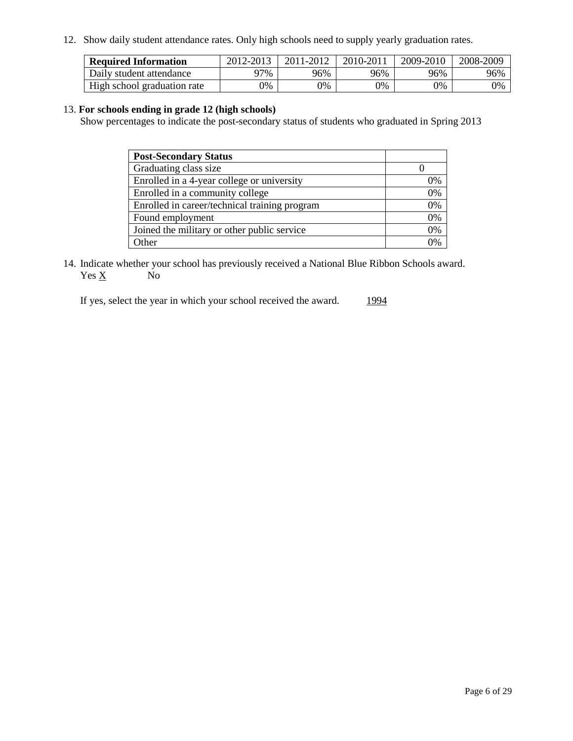12. Show daily student attendance rates. Only high schools need to supply yearly graduation rates.

| **Required Information** | 2012-2013 | 2011-2012 | 2010-2011 | 2009-2010 | 2008-2009 |
|---|---|---|---|---|---|
| Daily student attendance | 97% | 96% | 96% | 96% | 96% |
| High school graduation rate | 0% | 0% | 0% | 0% | 0% |

13. **For schools ending in grade 12 (high schools)**
Show percentages to indicate the post-secondary status of students who graduated in Spring 2013

| **Post-Secondary Status** | |
|---|---|
| Graduating class size | 0 |
| Enrolled in a 4-year college or university | 0% |
| Enrolled in a community college | 0% |
| Enrolled in career/technical training program | 0% |
| Found employment | 0% |
| Joined the military or other public service | 0% |
| Other | 0% |

14. Indicate whether your school has previously received a National Blue Ribbon Schools award.
Yes X No

If yes, select the year in which your school received the award. 1994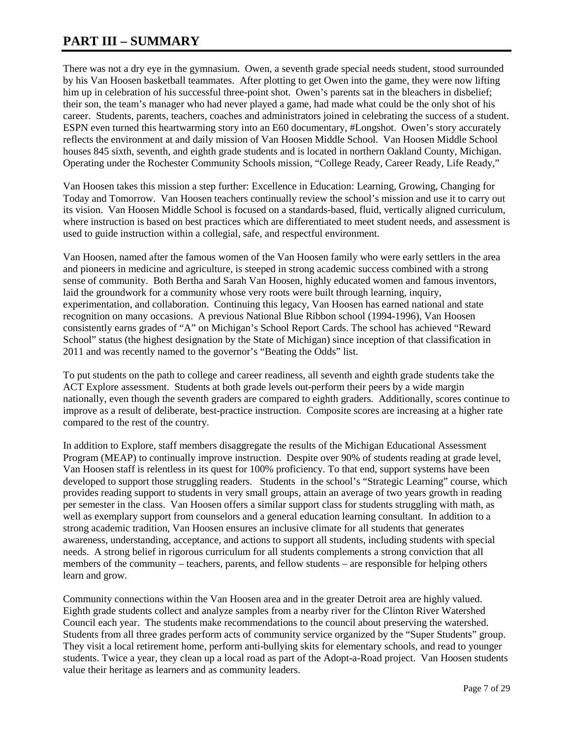# PART III – SUMMARY

There was not a dry eye in the gymnasium. Owen, a seventh grade special needs student, stood surrounded by his Van Hoosen basketball teammates. After plotting to get Owen into the game, they were now lifting him up in celebration of his successful three-point shot. Owen's parents sat in the bleachers in disbelief; their son, the team's manager who had never played a game, had made what could be the only shot of his career. Students, parents, teachers, coaches and administrators joined in celebrating the success of a student. ESPN even turned this heartwarming story into an E60 documentary, #Longshot. Owen's story accurately reflects the environment at and daily mission of Van Hoosen Middle School. Van Hoosen Middle School houses 845 sixth, seventh, and eighth grade students and is located in northern Oakland County, Michigan. Operating under the Rochester Community Schools mission, "College Ready, Career Ready, Life Ready,"

Van Hoosen takes this mission a step further: Excellence in Education: Learning, Growing, Changing for Today and Tomorrow. Van Hoosen teachers continually review the school's mission and use it to carry out its vision. Van Hoosen Middle School is focused on a standards-based, fluid, vertically aligned curriculum, where instruction is based on best practices which are differentiated to meet student needs, and assessment is used to guide instruction within a collegial, safe, and respectful environment.

Van Hoosen, named after the famous women of the Van Hoosen family who were early settlers in the area and pioneers in medicine and agriculture, is steeped in strong academic success combined with a strong sense of community. Both Bertha and Sarah Van Hoosen, highly educated women and famous inventors, laid the groundwork for a community whose very roots were built through learning, inquiry, experimentation, and collaboration. Continuing this legacy, Van Hoosen has earned national and state recognition on many occasions. A previous National Blue Ribbon school (1994-1996), Van Hoosen consistently earns grades of "A" on Michigan's School Report Cards. The school has achieved "Reward School" status (the highest designation by the State of Michigan) since inception of that classification in 2011 and was recently named to the governor's "Beating the Odds" list.

To put students on the path to college and career readiness, all seventh and eighth grade students take the ACT Explore assessment. Students at both grade levels out-perform their peers by a wide margin nationally, even though the seventh graders are compared to eighth graders. Additionally, scores continue to improve as a result of deliberate, best-practice instruction. Composite scores are increasing at a higher rate compared to the rest of the country.

In addition to Explore, staff members disaggregate the results of the Michigan Educational Assessment Program (MEAP) to continually improve instruction. Despite over 90% of students reading at grade level, Van Hoosen staff is relentless in its quest for 100% proficiency. To that end, support systems have been developed to support those struggling readers. Students in the school's "Strategic Learning" course, which provides reading support to students in very small groups, attain an average of two years growth in reading per semester in the class. Van Hoosen offers a similar support class for students struggling with math, as well as exemplary support from counselors and a general education learning consultant. In addition to a strong academic tradition, Van Hoosen ensures an inclusive climate for all students that generates awareness, understanding, acceptance, and actions to support all students, including students with special needs. A strong belief in rigorous curriculum for all students complements a strong conviction that all members of the community – teachers, parents, and fellow students – are responsible for helping others learn and grow.

Community connections within the Van Hoosen area and in the greater Detroit area are highly valued. Eighth grade students collect and analyze samples from a nearby river for the Clinton River Watershed Council each year. The students make recommendations to the council about preserving the watershed. Students from all three grades perform acts of community service organized by the "Super Students" group. They visit a local retirement home, perform anti-bullying skits for elementary schools, and read to younger students. Twice a year, they clean up a local road as part of the Adopt-a-Road project. Van Hoosen students value their heritage as learners and as community leaders.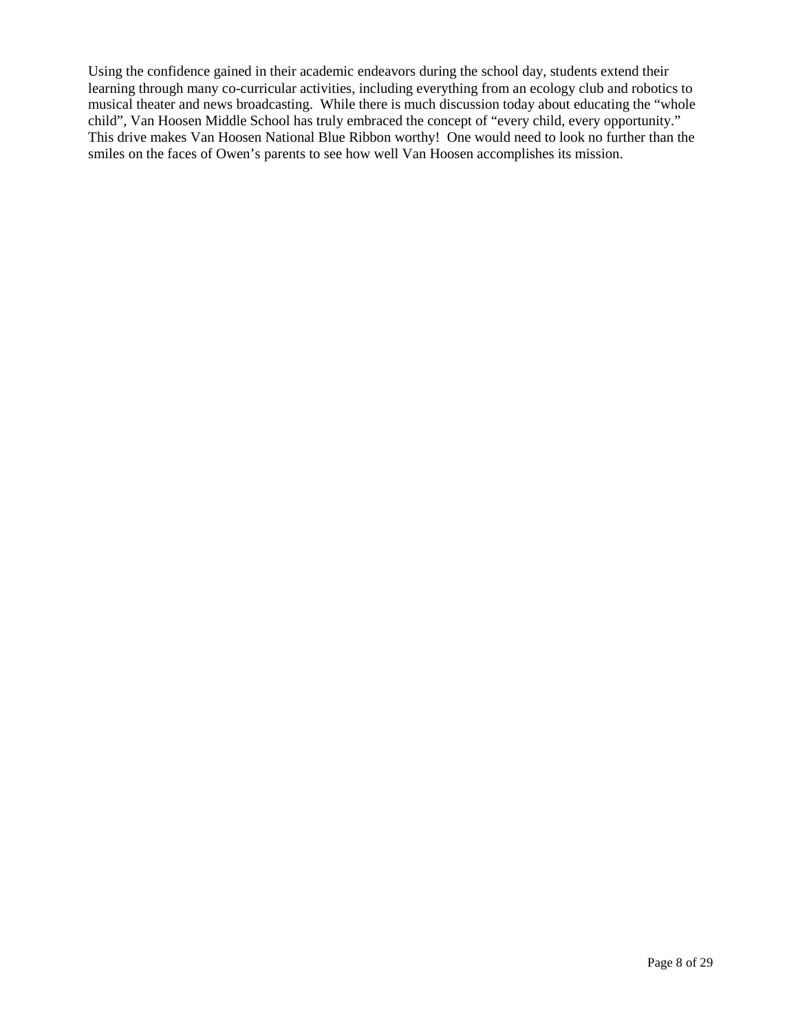Using the confidence gained in their academic endeavors during the school day, students extend their learning through many co-curricular activities, including everything from an ecology club and robotics to musical theater and news broadcasting. While there is much discussion today about educating the "whole child", Van Hoosen Middle School has truly embraced the concept of "every child, every opportunity." This drive makes Van Hoosen National Blue Ribbon worthy! One would need to look no further than the smiles on the faces of Owen's parents to see how well Van Hoosen accomplishes its mission.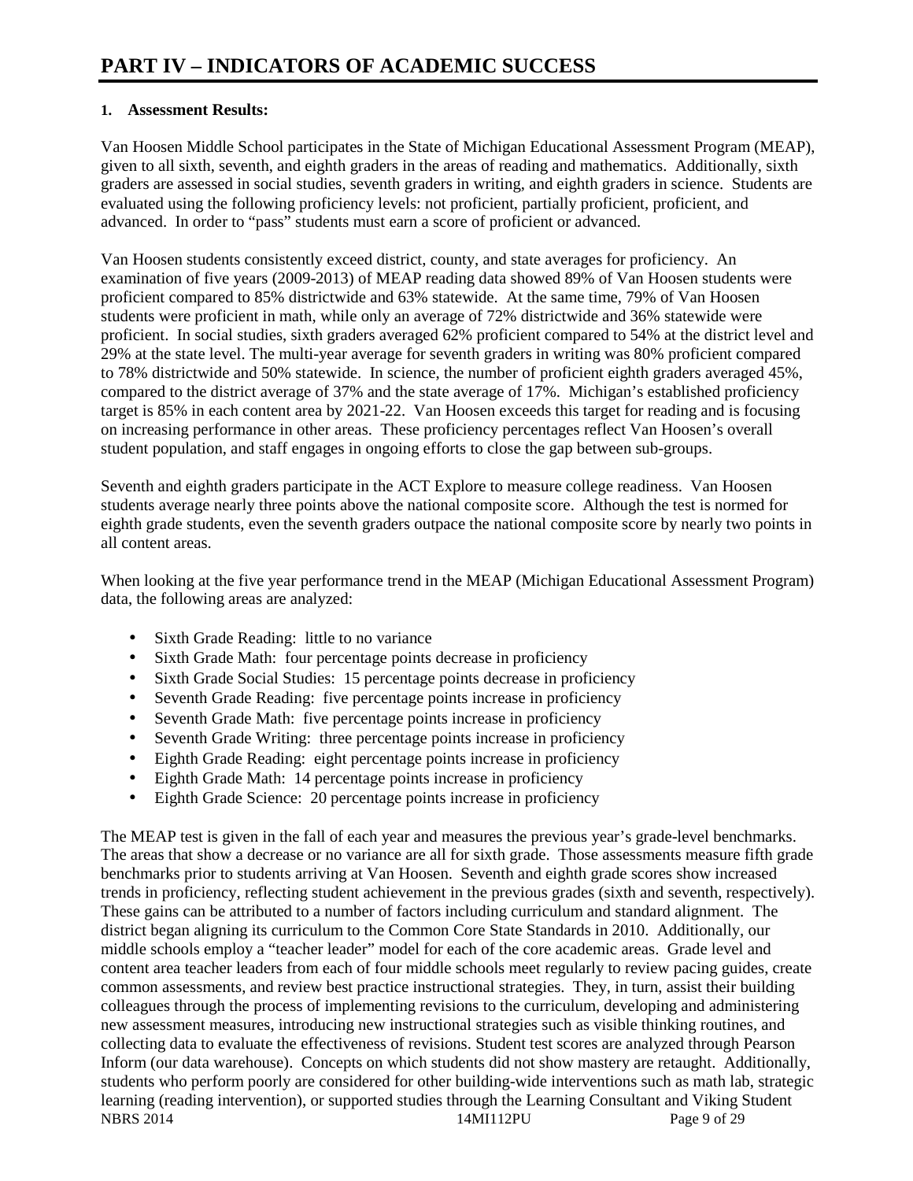# PART IV – INDICATORS OF ACADEMIC SUCCESS

**1. Assessment Results:**

Van Hoosen Middle School participates in the State of Michigan Educational Assessment Program (MEAP), given to all sixth, seventh, and eighth graders in the areas of reading and mathematics. Additionally, sixth graders are assessed in social studies, seventh graders in writing, and eighth graders in science. Students are evaluated using the following proficiency levels: not proficient, partially proficient, proficient, and advanced. In order to "pass" students must earn a score of proficient or advanced.

Van Hoosen students consistently exceed district, county, and state averages for proficiency. An examination of five years (2009-2013) of MEAP reading data showed 89% of Van Hoosen students were proficient compared to 85% districtwide and 63% statewide. At the same time, 79% of Van Hoosen students were proficient in math, while only an average of 72% districtwide and 36% statewide were proficient. In social studies, sixth graders averaged 62% proficient compared to 54% at the district level and 29% at the state level. The multi-year average for seventh graders in writing was 80% proficient compared to 78% districtwide and 50% statewide. In science, the number of proficient eighth graders averaged 45%, compared to the district average of 37% and the state average of 17%. Michigan's established proficiency target is 85% in each content area by 2021-22. Van Hoosen exceeds this target for reading and is focusing on increasing performance in other areas. These proficiency percentages reflect Van Hoosen's overall student population, and staff engages in ongoing efforts to close the gap between sub-groups.

Seventh and eighth graders participate in the ACT Explore to measure college readiness. Van Hoosen students average nearly three points above the national composite score. Although the test is normed for eighth grade students, even the seventh graders outpace the national composite score by nearly two points in all content areas.

When looking at the five year performance trend in the MEAP (Michigan Educational Assessment Program) data, the following areas are analyzed:

- Sixth Grade Reading: little to no variance
- Sixth Grade Math: four percentage points decrease in proficiency
- Sixth Grade Social Studies: 15 percentage points decrease in proficiency
- Seventh Grade Reading: five percentage points increase in proficiency
- Seventh Grade Math: five percentage points increase in proficiency
- Seventh Grade Writing: three percentage points increase in proficiency
- Eighth Grade Reading: eight percentage points increase in proficiency
- Eighth Grade Math: 14 percentage points increase in proficiency
- Eighth Grade Science: 20 percentage points increase in proficiency

The MEAP test is given in the fall of each year and measures the previous year's grade-level benchmarks. The areas that show a decrease or no variance are all for sixth grade. Those assessments measure fifth grade benchmarks prior to students arriving at Van Hoosen. Seventh and eighth grade scores show increased trends in proficiency, reflecting student achievement in the previous grades (sixth and seventh, respectively). These gains can be attributed to a number of factors including curriculum and standard alignment. The district began aligning its curriculum to the Common Core State Standards in 2010. Additionally, our middle schools employ a "teacher leader" model for each of the core academic areas. Grade level and content area teacher leaders from each of four middle schools meet regularly to review pacing guides, create common assessments, and review best practice instructional strategies. They, in turn, assist their building colleagues through the process of implementing revisions to the curriculum, developing and administering new assessment measures, introducing new instructional strategies such as visible thinking routines, and collecting data to evaluate the effectiveness of revisions. Student test scores are analyzed through Pearson Inform (our data warehouse). Concepts on which students did not show mastery are retaught. Additionally, students who perform poorly are considered for other building-wide interventions such as math lab, strategic learning (reading intervention), or supported studies through the Learning Consultant and Viking Student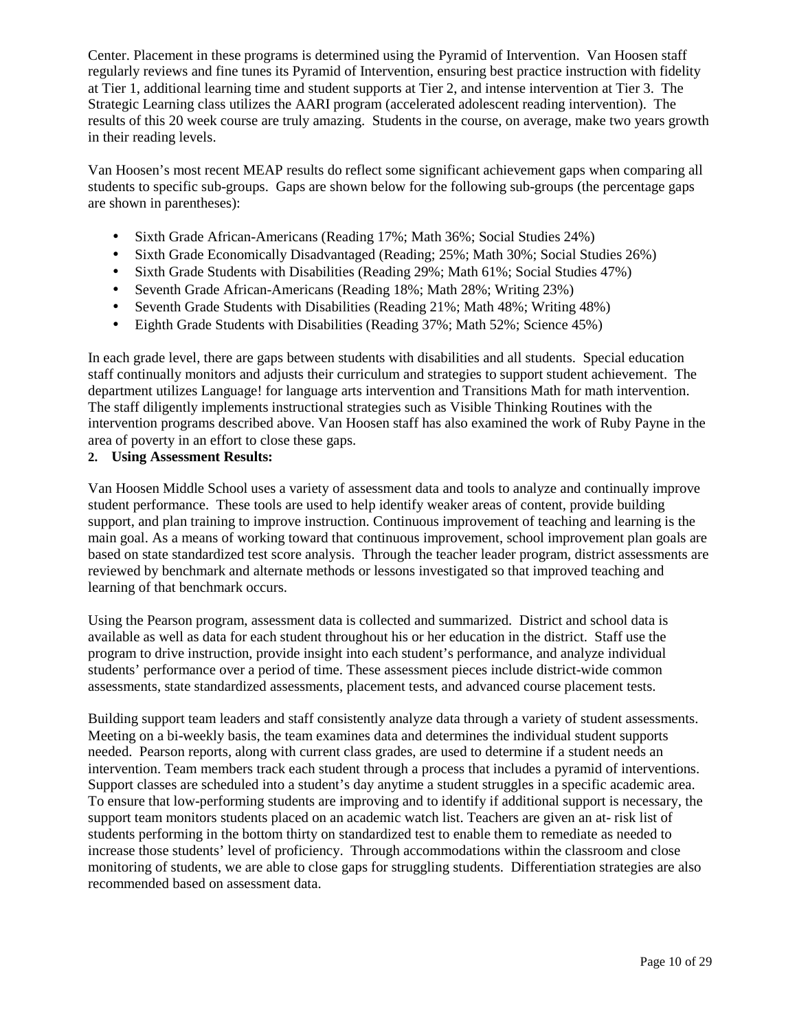Center. Placement in these programs is determined using the Pyramid of Intervention. Van Hoosen staff regularly reviews and fine tunes its Pyramid of Intervention, ensuring best practice instruction with fidelity at Tier 1, additional learning time and student supports at Tier 2, and intense intervention at Tier 3. The Strategic Learning class utilizes the AARI program (accelerated adolescent reading intervention). The results of this 20 week course are truly amazing. Students in the course, on average, make two years growth in their reading levels.

Van Hoosen's most recent MEAP results do reflect some significant achievement gaps when comparing all students to specific sub-groups. Gaps are shown below for the following sub-groups (the percentage gaps are shown in parentheses):

- Sixth Grade African-Americans (Reading 17%; Math 36%; Social Studies 24%)
- Sixth Grade Economically Disadvantaged (Reading; 25%; Math 30%; Social Studies 26%)
- Sixth Grade Students with Disabilities (Reading 29%; Math 61%; Social Studies 47%)
- Seventh Grade African-Americans (Reading 18%; Math 28%; Writing 23%)
- Seventh Grade Students with Disabilities (Reading 21%; Math 48%; Writing 48%)
- Eighth Grade Students with Disabilities (Reading 37%; Math 52%; Science 45%)

In each grade level, there are gaps between students with disabilities and all students. Special education staff continually monitors and adjusts their curriculum and strategies to support student achievement. The department utilizes Language! for language arts intervention and Transitions Math for math intervention. The staff diligently implements instructional strategies such as Visible Thinking Routines with the intervention programs described above. Van Hoosen staff has also examined the work of Ruby Payne in the area of poverty in an effort to close these gaps.

**2. Using Assessment Results:**

Van Hoosen Middle School uses a variety of assessment data and tools to analyze and continually improve student performance. These tools are used to help identify weaker areas of content, provide building support, and plan training to improve instruction. Continuous improvement of teaching and learning is the main goal. As a means of working toward that continuous improvement, school improvement plan goals are based on state standardized test score analysis. Through the teacher leader program, district assessments are reviewed by benchmark and alternate methods or lessons investigated so that improved teaching and learning of that benchmark occurs.

Using the Pearson program, assessment data is collected and summarized. District and school data is available as well as data for each student throughout his or her education in the district. Staff use the program to drive instruction, provide insight into each student's performance, and analyze individual students' performance over a period of time. These assessment pieces include district-wide common assessments, state standardized assessments, placement tests, and advanced course placement tests.

Building support team leaders and staff consistently analyze data through a variety of student assessments. Meeting on a bi-weekly basis, the team examines data and determines the individual student supports needed. Pearson reports, along with current class grades, are used to determine if a student needs an intervention. Team members track each student through a process that includes a pyramid of interventions. Support classes are scheduled into a student's day anytime a student struggles in a specific academic area. To ensure that low-performing students are improving and to identify if additional support is necessary, the support team monitors students placed on an academic watch list. Teachers are given an at- risk list of students performing in the bottom thirty on standardized test to enable them to remediate as needed to increase those students' level of proficiency. Through accommodations within the classroom and close monitoring of students, we are able to close gaps for struggling students. Differentiation strategies are also recommended based on assessment data.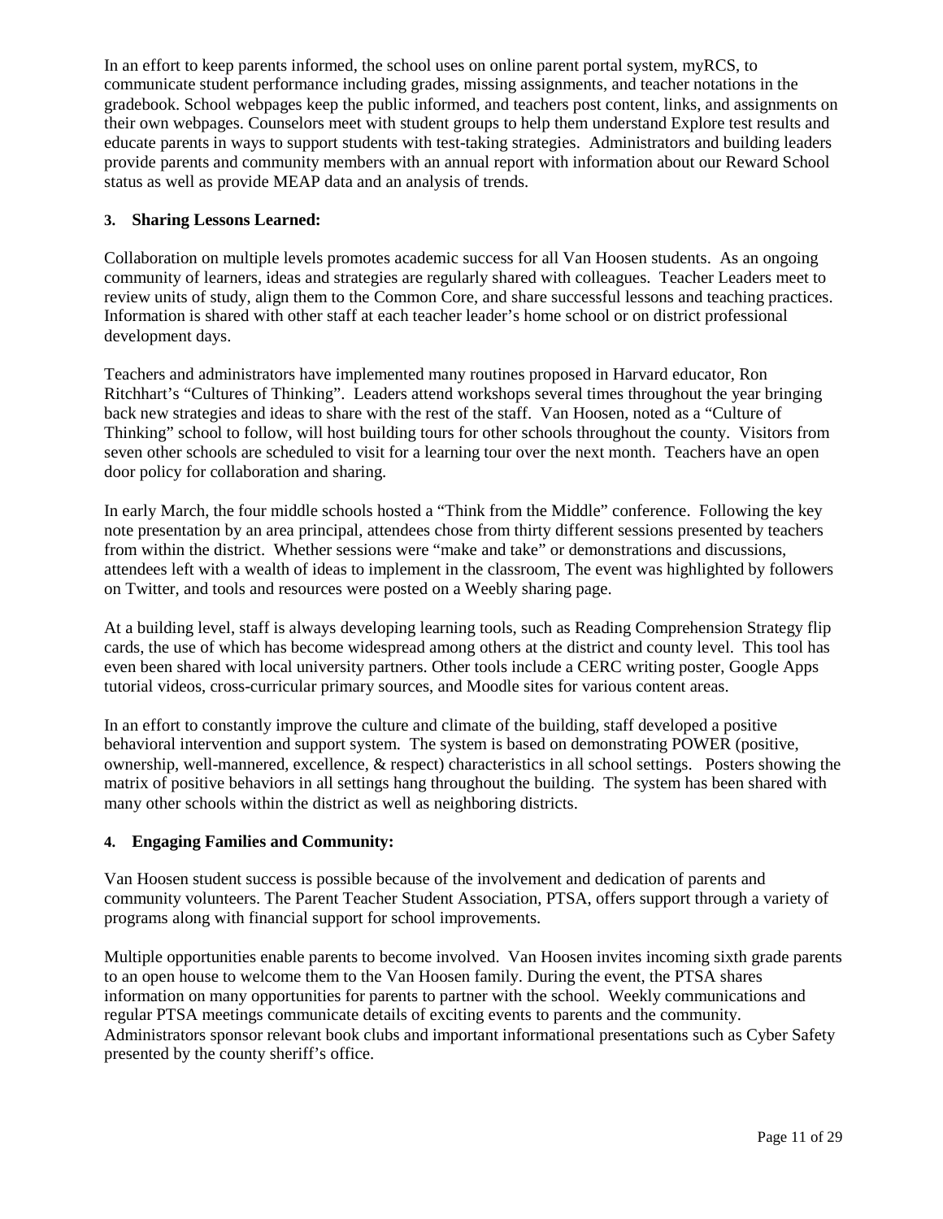In an effort to keep parents informed, the school uses on online parent portal system, myRCS, to communicate student performance including grades, missing assignments, and teacher notations in the gradebook. School webpages keep the public informed, and teachers post content, links, and assignments on their own webpages. Counselors meet with student groups to help them understand Explore test results and educate parents in ways to support students with test-taking strategies. Administrators and building leaders provide parents and community members with an annual report with information about our Reward School status as well as provide MEAP data and an analysis of trends.

### 3. Sharing Lessons Learned:

Collaboration on multiple levels promotes academic success for all Van Hoosen students. As an ongoing community of learners, ideas and strategies are regularly shared with colleagues. Teacher Leaders meet to review units of study, align them to the Common Core, and share successful lessons and teaching practices. Information is shared with other staff at each teacher leader's home school or on district professional development days.

Teachers and administrators have implemented many routines proposed in Harvard educator, Ron Ritchhart's "Cultures of Thinking". Leaders attend workshops several times throughout the year bringing back new strategies and ideas to share with the rest of the staff. Van Hoosen, noted as a "Culture of Thinking" school to follow, will host building tours for other schools throughout the county. Visitors from seven other schools are scheduled to visit for a learning tour over the next month. Teachers have an open door policy for collaboration and sharing.

In early March, the four middle schools hosted a "Think from the Middle" conference. Following the key note presentation by an area principal, attendees chose from thirty different sessions presented by teachers from within the district. Whether sessions were "make and take" or demonstrations and discussions, attendees left with a wealth of ideas to implement in the classroom, The event was highlighted by followers on Twitter, and tools and resources were posted on a Weebly sharing page.

At a building level, staff is always developing learning tools, such as Reading Comprehension Strategy flip cards, the use of which has become widespread among others at the district and county level. This tool has even been shared with local university partners. Other tools include a CERC writing poster, Google Apps tutorial videos, cross-curricular primary sources, and Moodle sites for various content areas.

In an effort to constantly improve the culture and climate of the building, staff developed a positive behavioral intervention and support system. The system is based on demonstrating POWER (positive, ownership, well-mannered, excellence, & respect) characteristics in all school settings. Posters showing the matrix of positive behaviors in all settings hang throughout the building. The system has been shared with many other schools within the district as well as neighboring districts.

### 4. Engaging Families and Community:

Van Hoosen student success is possible because of the involvement and dedication of parents and community volunteers. The Parent Teacher Student Association, PTSA, offers support through a variety of programs along with financial support for school improvements.

Multiple opportunities enable parents to become involved. Van Hoosen invites incoming sixth grade parents to an open house to welcome them to the Van Hoosen family. During the event, the PTSA shares information on many opportunities for parents to partner with the school. Weekly communications and regular PTSA meetings communicate details of exciting events to parents and the community. Administrators sponsor relevant book clubs and important informational presentations such as Cyber Safety presented by the county sheriff's office.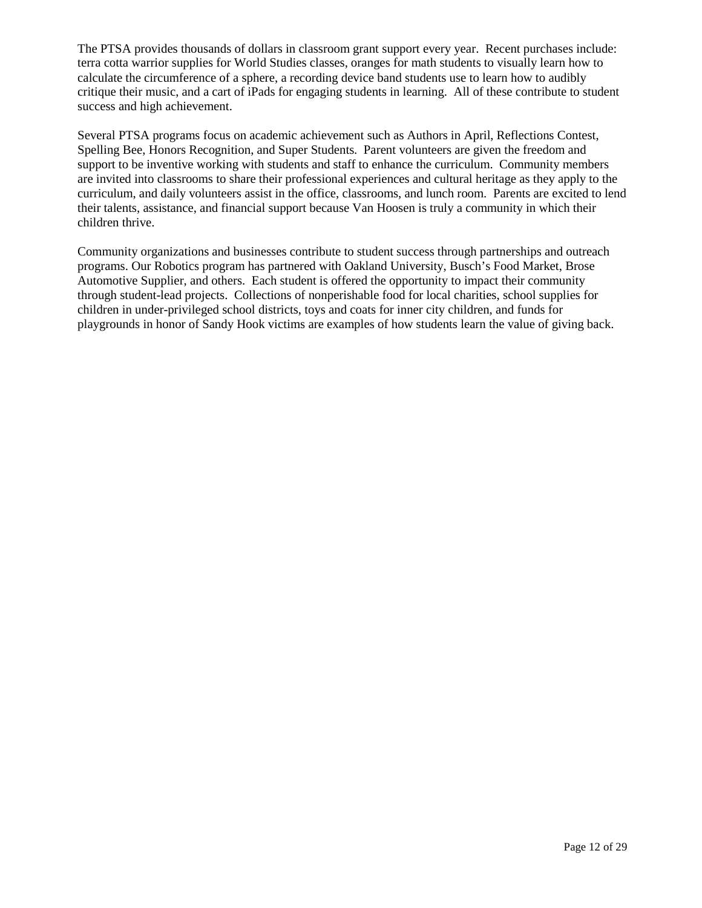The PTSA provides thousands of dollars in classroom grant support every year. Recent purchases include: terra cotta warrior supplies for World Studies classes, oranges for math students to visually learn how to calculate the circumference of a sphere, a recording device band students use to learn how to audibly critique their music, and a cart of iPads for engaging students in learning. All of these contribute to student success and high achievement.

Several PTSA programs focus on academic achievement such as Authors in April, Reflections Contest, Spelling Bee, Honors Recognition, and Super Students. Parent volunteers are given the freedom and support to be inventive working with students and staff to enhance the curriculum. Community members are invited into classrooms to share their professional experiences and cultural heritage as they apply to the curriculum, and daily volunteers assist in the office, classrooms, and lunch room. Parents are excited to lend their talents, assistance, and financial support because Van Hoosen is truly a community in which their children thrive.

Community organizations and businesses contribute to student success through partnerships and outreach programs. Our Robotics program has partnered with Oakland University, Busch's Food Market, Brose Automotive Supplier, and others. Each student is offered the opportunity to impact their community through student-lead projects. Collections of nonperishable food for local charities, school supplies for children in under-privileged school districts, toys and coats for inner city children, and funds for playgrounds in honor of Sandy Hook victims are examples of how students learn the value of giving back.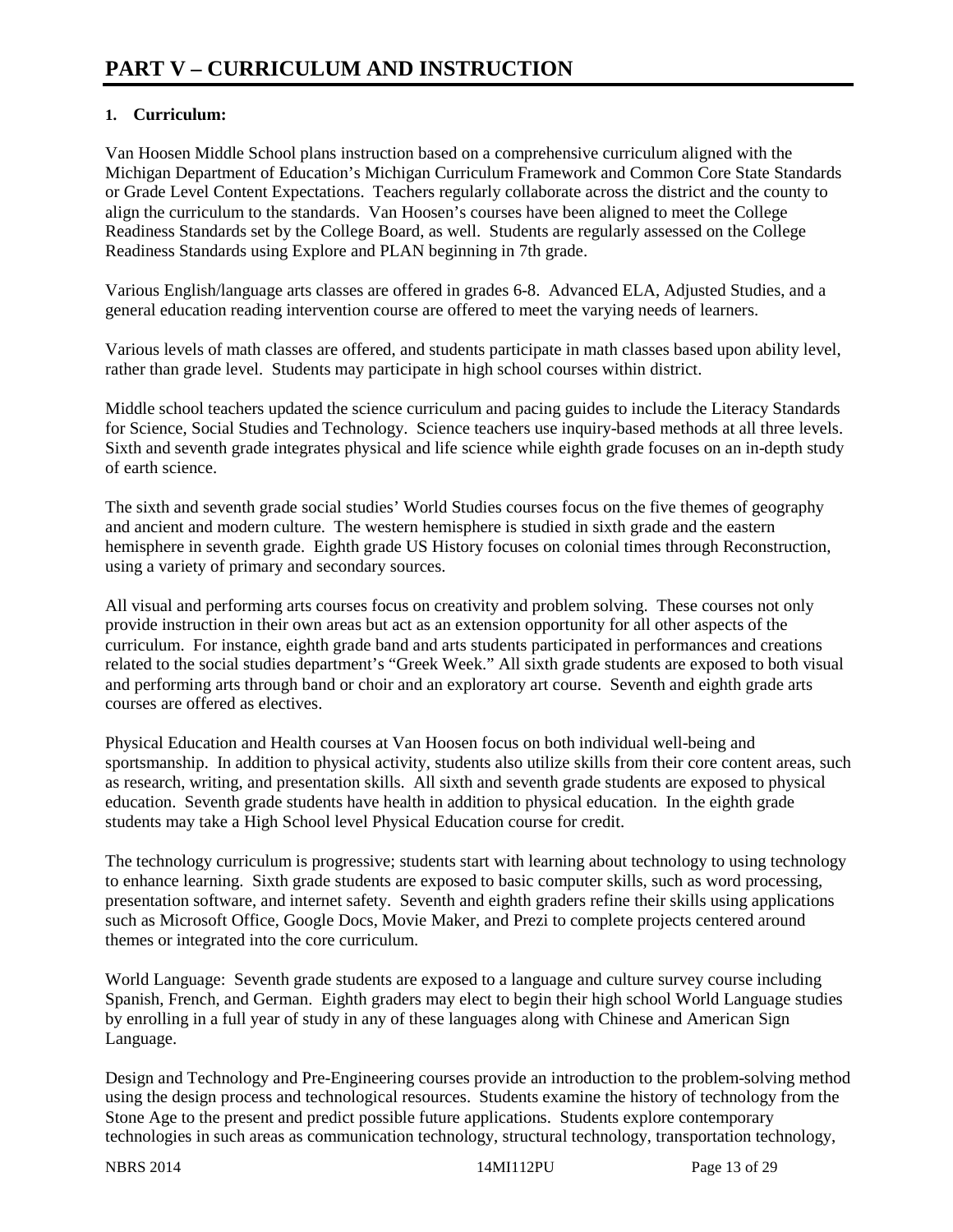# PART V – CURRICULUM AND INSTRUCTION

**1. Curriculum:**

Van Hoosen Middle School plans instruction based on a comprehensive curriculum aligned with the Michigan Department of Education's Michigan Curriculum Framework and Common Core State Standards or Grade Level Content Expectations. Teachers regularly collaborate across the district and the county to align the curriculum to the standards. Van Hoosen's courses have been aligned to meet the College Readiness Standards set by the College Board, as well. Students are regularly assessed on the College Readiness Standards using Explore and PLAN beginning in 7th grade.

Various English/language arts classes are offered in grades 6-8. Advanced ELA, Adjusted Studies, and a general education reading intervention course are offered to meet the varying needs of learners.

Various levels of math classes are offered, and students participate in math classes based upon ability level, rather than grade level. Students may participate in high school courses within district.

Middle school teachers updated the science curriculum and pacing guides to include the Literacy Standards for Science, Social Studies and Technology. Science teachers use inquiry-based methods at all three levels. Sixth and seventh grade integrates physical and life science while eighth grade focuses on an in-depth study of earth science.

The sixth and seventh grade social studies' World Studies courses focus on the five themes of geography and ancient and modern culture. The western hemisphere is studied in sixth grade and the eastern hemisphere in seventh grade. Eighth grade US History focuses on colonial times through Reconstruction, using a variety of primary and secondary sources.

All visual and performing arts courses focus on creativity and problem solving. These courses not only provide instruction in their own areas but act as an extension opportunity for all other aspects of the curriculum. For instance, eighth grade band and arts students participated in performances and creations related to the social studies department's "Greek Week." All sixth grade students are exposed to both visual and performing arts through band or choir and an exploratory art course. Seventh and eighth grade arts courses are offered as electives.

Physical Education and Health courses at Van Hoosen focus on both individual well-being and sportsmanship. In addition to physical activity, students also utilize skills from their core content areas, such as research, writing, and presentation skills. All sixth and seventh grade students are exposed to physical education. Seventh grade students have health in addition to physical education. In the eighth grade students may take a High School level Physical Education course for credit.

The technology curriculum is progressive; students start with learning about technology to using technology to enhance learning. Sixth grade students are exposed to basic computer skills, such as word processing, presentation software, and internet safety. Seventh and eighth graders refine their skills using applications such as Microsoft Office, Google Docs, Movie Maker, and Prezi to complete projects centered around themes or integrated into the core curriculum.

World Language: Seventh grade students are exposed to a language and culture survey course including Spanish, French, and German. Eighth graders may elect to begin their high school World Language studies by enrolling in a full year of study in any of these languages along with Chinese and American Sign Language.

Design and Technology and Pre-Engineering courses provide an introduction to the problem-solving method using the design process and technological resources. Students examine the history of technology from the Stone Age to the present and predict possible future applications. Students explore contemporary technologies in such areas as communication technology, structural technology, transportation technology,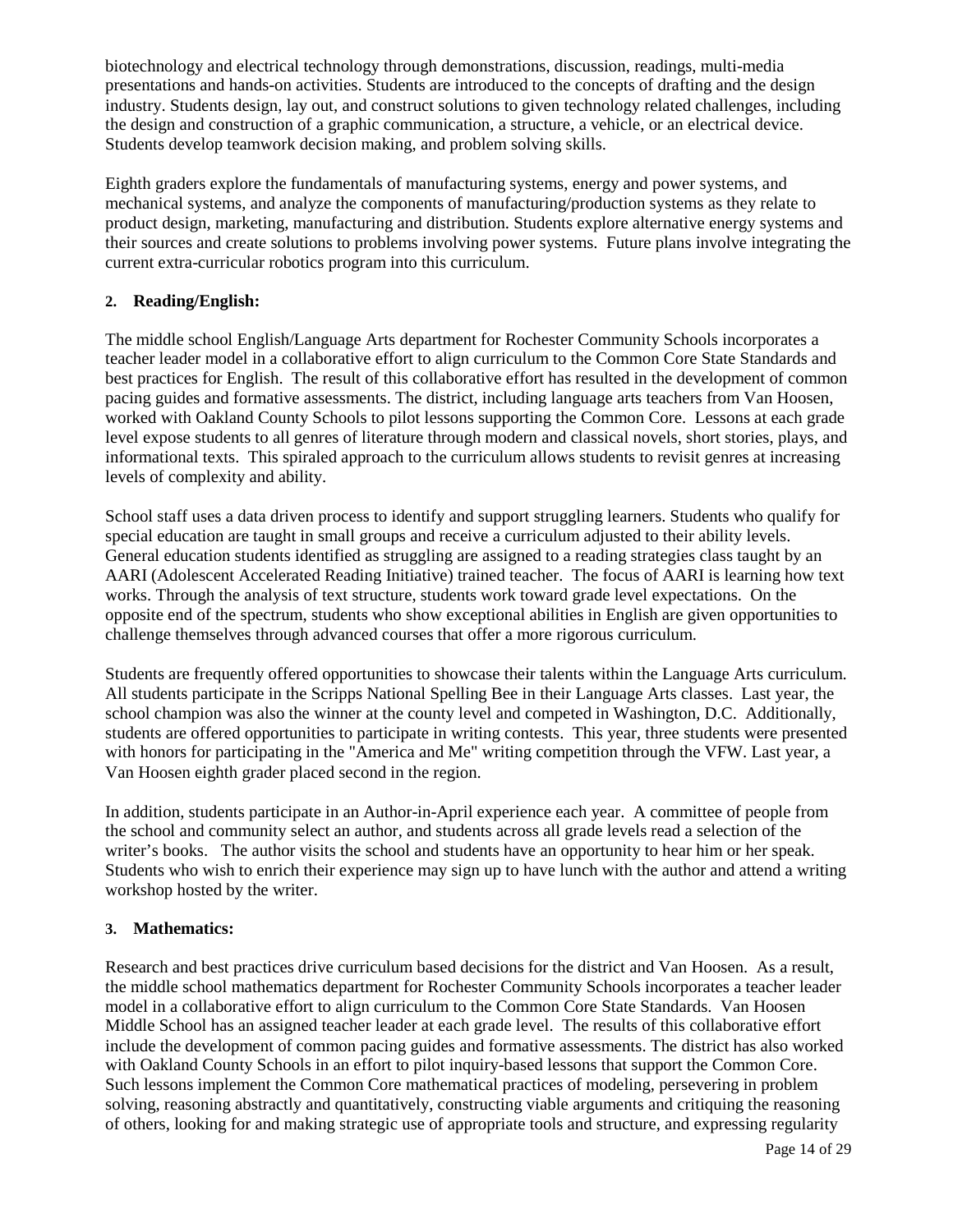biotechnology and electrical technology through demonstrations, discussion, readings, multi-media presentations and hands-on activities. Students are introduced to the concepts of drafting and the design industry. Students design, lay out, and construct solutions to given technology related challenges, including the design and construction of a graphic communication, a structure, a vehicle, or an electrical device. Students develop teamwork decision making, and problem solving skills.

Eighth graders explore the fundamentals of manufacturing systems, energy and power systems, and mechanical systems, and analyze the components of manufacturing/production systems as they relate to product design, marketing, manufacturing and distribution. Students explore alternative energy systems and their sources and create solutions to problems involving power systems. Future plans involve integrating the current extra-curricular robotics program into this curriculum.

**2. Reading/English:**

The middle school English/Language Arts department for Rochester Community Schools incorporates a teacher leader model in a collaborative effort to align curriculum to the Common Core State Standards and best practices for English. The result of this collaborative effort has resulted in the development of common pacing guides and formative assessments. The district, including language arts teachers from Van Hoosen, worked with Oakland County Schools to pilot lessons supporting the Common Core. Lessons at each grade level expose students to all genres of literature through modern and classical novels, short stories, plays, and informational texts. This spiraled approach to the curriculum allows students to revisit genres at increasing levels of complexity and ability.

School staff uses a data driven process to identify and support struggling learners. Students who qualify for special education are taught in small groups and receive a curriculum adjusted to their ability levels. General education students identified as struggling are assigned to a reading strategies class taught by an AARI (Adolescent Accelerated Reading Initiative) trained teacher. The focus of AARI is learning how text works. Through the analysis of text structure, students work toward grade level expectations. On the opposite end of the spectrum, students who show exceptional abilities in English are given opportunities to challenge themselves through advanced courses that offer a more rigorous curriculum.

Students are frequently offered opportunities to showcase their talents within the Language Arts curriculum. All students participate in the Scripps National Spelling Bee in their Language Arts classes. Last year, the school champion was also the winner at the county level and competed in Washington, D.C. Additionally, students are offered opportunities to participate in writing contests. This year, three students were presented with honors for participating in the "America and Me" writing competition through the VFW. Last year, a Van Hoosen eighth grader placed second in the region.

In addition, students participate in an Author-in-April experience each year. A committee of people from the school and community select an author, and students across all grade levels read a selection of the writer's books. The author visits the school and students have an opportunity to hear him or her speak. Students who wish to enrich their experience may sign up to have lunch with the author and attend a writing workshop hosted by the writer.

**3. Mathematics:**

Research and best practices drive curriculum based decisions for the district and Van Hoosen. As a result, the middle school mathematics department for Rochester Community Schools incorporates a teacher leader model in a collaborative effort to align curriculum to the Common Core State Standards. Van Hoosen Middle School has an assigned teacher leader at each grade level. The results of this collaborative effort include the development of common pacing guides and formative assessments. The district has also worked with Oakland County Schools in an effort to pilot inquiry-based lessons that support the Common Core. Such lessons implement the Common Core mathematical practices of modeling, persevering in problem solving, reasoning abstractly and quantitatively, constructing viable arguments and critiquing the reasoning of others, looking for and making strategic use of appropriate tools and structure, and expressing regularity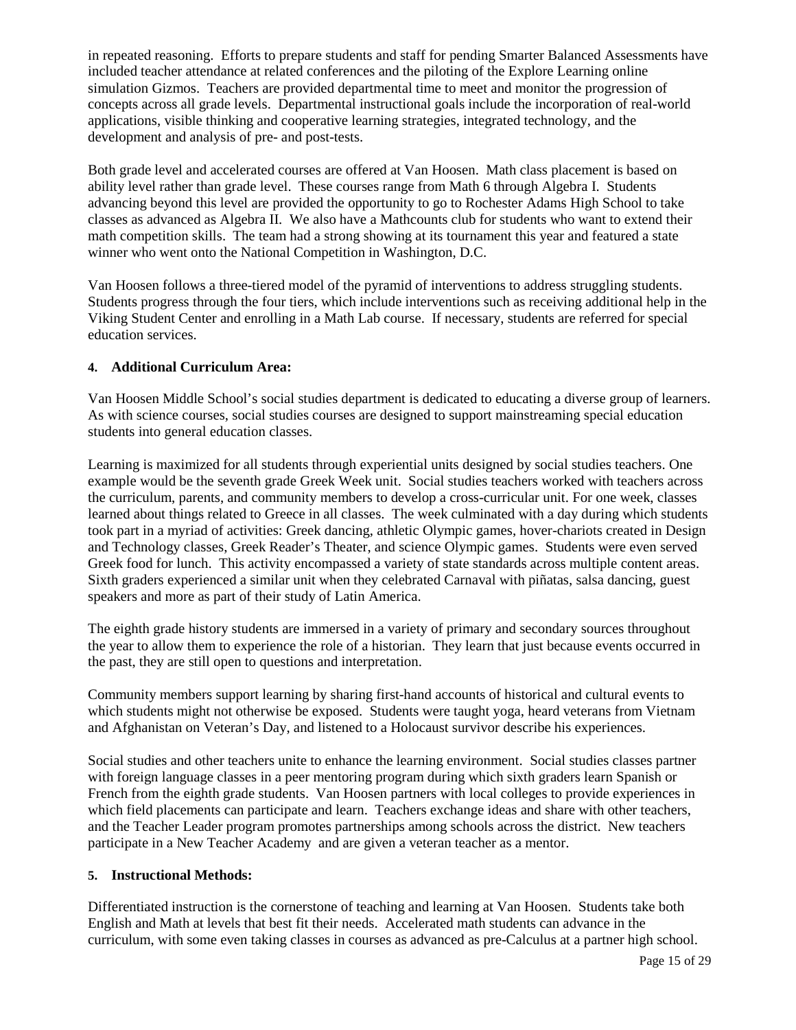in repeated reasoning. Efforts to prepare students and staff for pending Smarter Balanced Assessments have included teacher attendance at related conferences and the piloting of the Explore Learning online simulation Gizmos. Teachers are provided departmental time to meet and monitor the progression of concepts across all grade levels. Departmental instructional goals include the incorporation of real-world applications, visible thinking and cooperative learning strategies, integrated technology, and the development and analysis of pre- and post-tests.

Both grade level and accelerated courses are offered at Van Hoosen. Math class placement is based on ability level rather than grade level. These courses range from Math 6 through Algebra I. Students advancing beyond this level are provided the opportunity to go to Rochester Adams High School to take classes as advanced as Algebra II. We also have a Mathcounts club for students who want to extend their math competition skills. The team had a strong showing at its tournament this year and featured a state winner who went onto the National Competition in Washington, D.C.

Van Hoosen follows a three-tiered model of the pyramid of interventions to address struggling students. Students progress through the four tiers, which include interventions such as receiving additional help in the Viking Student Center and enrolling in a Math Lab course. If necessary, students are referred for special education services.

**4. Additional Curriculum Area:**

Van Hoosen Middle School's social studies department is dedicated to educating a diverse group of learners. As with science courses, social studies courses are designed to support mainstreaming special education students into general education classes.

Learning is maximized for all students through experiential units designed by social studies teachers. One example would be the seventh grade Greek Week unit. Social studies teachers worked with teachers across the curriculum, parents, and community members to develop a cross-curricular unit. For one week, classes learned about things related to Greece in all classes. The week culminated with a day during which students took part in a myriad of activities: Greek dancing, athletic Olympic games, hover-chariots created in Design and Technology classes, Greek Reader's Theater, and science Olympic games. Students were even served Greek food for lunch. This activity encompassed a variety of state standards across multiple content areas. Sixth graders experienced a similar unit when they celebrated Carnaval with piñatas, salsa dancing, guest speakers and more as part of their study of Latin America.

The eighth grade history students are immersed in a variety of primary and secondary sources throughout the year to allow them to experience the role of a historian. They learn that just because events occurred in the past, they are still open to questions and interpretation.

Community members support learning by sharing first-hand accounts of historical and cultural events to which students might not otherwise be exposed. Students were taught yoga, heard veterans from Vietnam and Afghanistan on Veteran's Day, and listened to a Holocaust survivor describe his experiences.

Social studies and other teachers unite to enhance the learning environment. Social studies classes partner with foreign language classes in a peer mentoring program during which sixth graders learn Spanish or French from the eighth grade students. Van Hoosen partners with local colleges to provide experiences in which field placements can participate and learn. Teachers exchange ideas and share with other teachers, and the Teacher Leader program promotes partnerships among schools across the district. New teachers participate in a New Teacher Academy and are given a veteran teacher as a mentor.

**5. Instructional Methods:**

Differentiated instruction is the cornerstone of teaching and learning at Van Hoosen. Students take both English and Math at levels that best fit their needs. Accelerated math students can advance in the curriculum, with some even taking classes in courses as advanced as pre-Calculus at a partner high school.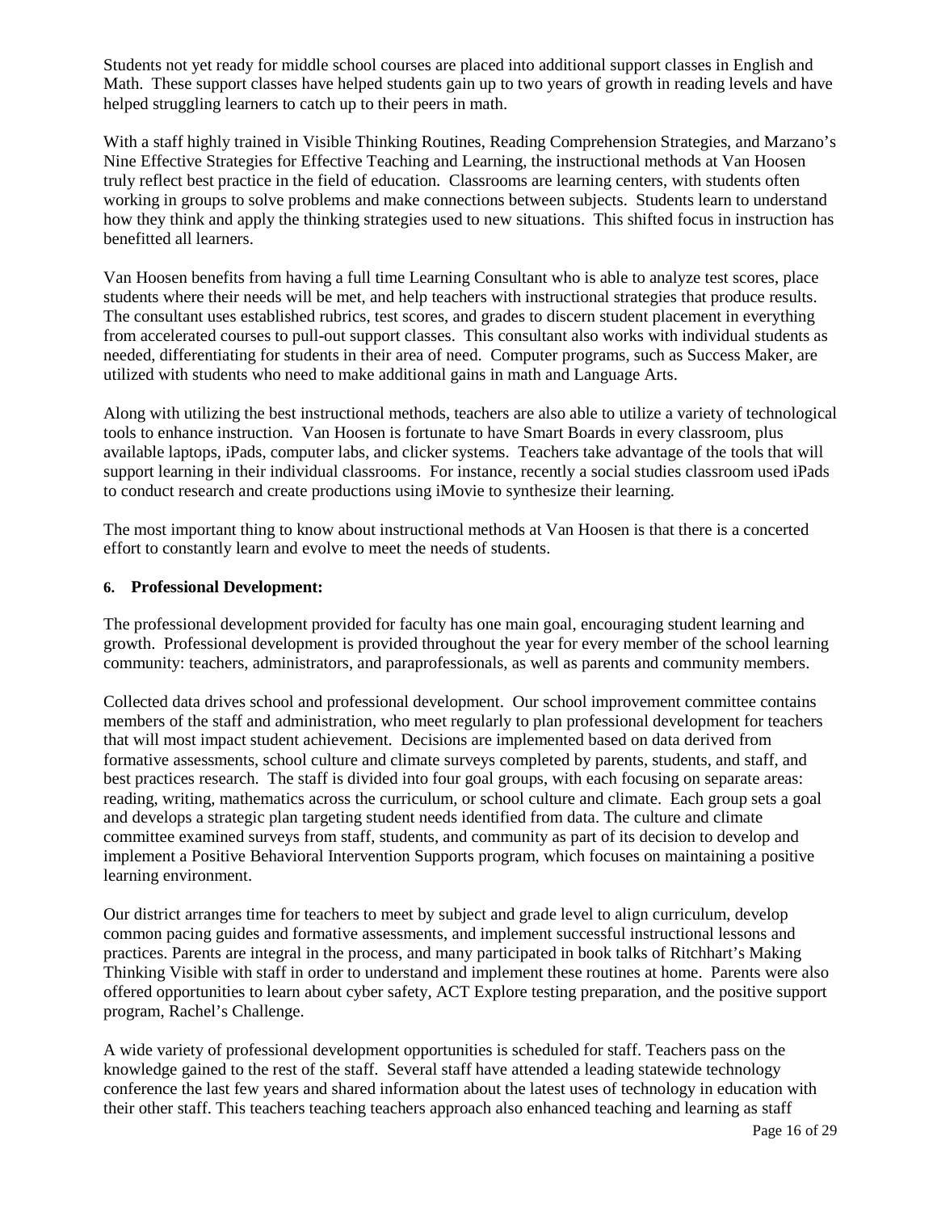Students not yet ready for middle school courses are placed into additional support classes in English and Math. These support classes have helped students gain up to two years of growth in reading levels and have helped struggling learners to catch up to their peers in math.

With a staff highly trained in Visible Thinking Routines, Reading Comprehension Strategies, and Marzano's Nine Effective Strategies for Effective Teaching and Learning, the instructional methods at Van Hoosen truly reflect best practice in the field of education. Classrooms are learning centers, with students often working in groups to solve problems and make connections between subjects. Students learn to understand how they think and apply the thinking strategies used to new situations. This shifted focus in instruction has benefitted all learners.

Van Hoosen benefits from having a full time Learning Consultant who is able to analyze test scores, place students where their needs will be met, and help teachers with instructional strategies that produce results. The consultant uses established rubrics, test scores, and grades to discern student placement in everything from accelerated courses to pull-out support classes. This consultant also works with individual students as needed, differentiating for students in their area of need. Computer programs, such as Success Maker, are utilized with students who need to make additional gains in math and Language Arts.

Along with utilizing the best instructional methods, teachers are also able to utilize a variety of technological tools to enhance instruction. Van Hoosen is fortunate to have Smart Boards in every classroom, plus available laptops, iPads, computer labs, and clicker systems. Teachers take advantage of the tools that will support learning in their individual classrooms. For instance, recently a social studies classroom used iPads to conduct research and create productions using iMovie to synthesize their learning.

The most important thing to know about instructional methods at Van Hoosen is that there is a concerted effort to constantly learn and evolve to meet the needs of students.

### 6. Professional Development:

The professional development provided for faculty has one main goal, encouraging student learning and growth. Professional development is provided throughout the year for every member of the school learning community: teachers, administrators, and paraprofessionals, as well as parents and community members.

Collected data drives school and professional development. Our school improvement committee contains members of the staff and administration, who meet regularly to plan professional development for teachers that will most impact student achievement. Decisions are implemented based on data derived from formative assessments, school culture and climate surveys completed by parents, students, and staff, and best practices research. The staff is divided into four goal groups, with each focusing on separate areas: reading, writing, mathematics across the curriculum, or school culture and climate. Each group sets a goal and develops a strategic plan targeting student needs identified from data. The culture and climate committee examined surveys from staff, students, and community as part of its decision to develop and implement a Positive Behavioral Intervention Supports program, which focuses on maintaining a positive learning environment.

Our district arranges time for teachers to meet by subject and grade level to align curriculum, develop common pacing guides and formative assessments, and implement successful instructional lessons and practices. Parents are integral in the process, and many participated in book talks of Ritchhart's Making Thinking Visible with staff in order to understand and implement these routines at home. Parents were also offered opportunities to learn about cyber safety, ACT Explore testing preparation, and the positive support program, Rachel's Challenge.

A wide variety of professional development opportunities is scheduled for staff. Teachers pass on the knowledge gained to the rest of the staff. Several staff have attended a leading statewide technology conference the last few years and shared information about the latest uses of technology in education with their other staff. This teachers teaching teachers approach also enhanced teaching and learning as staff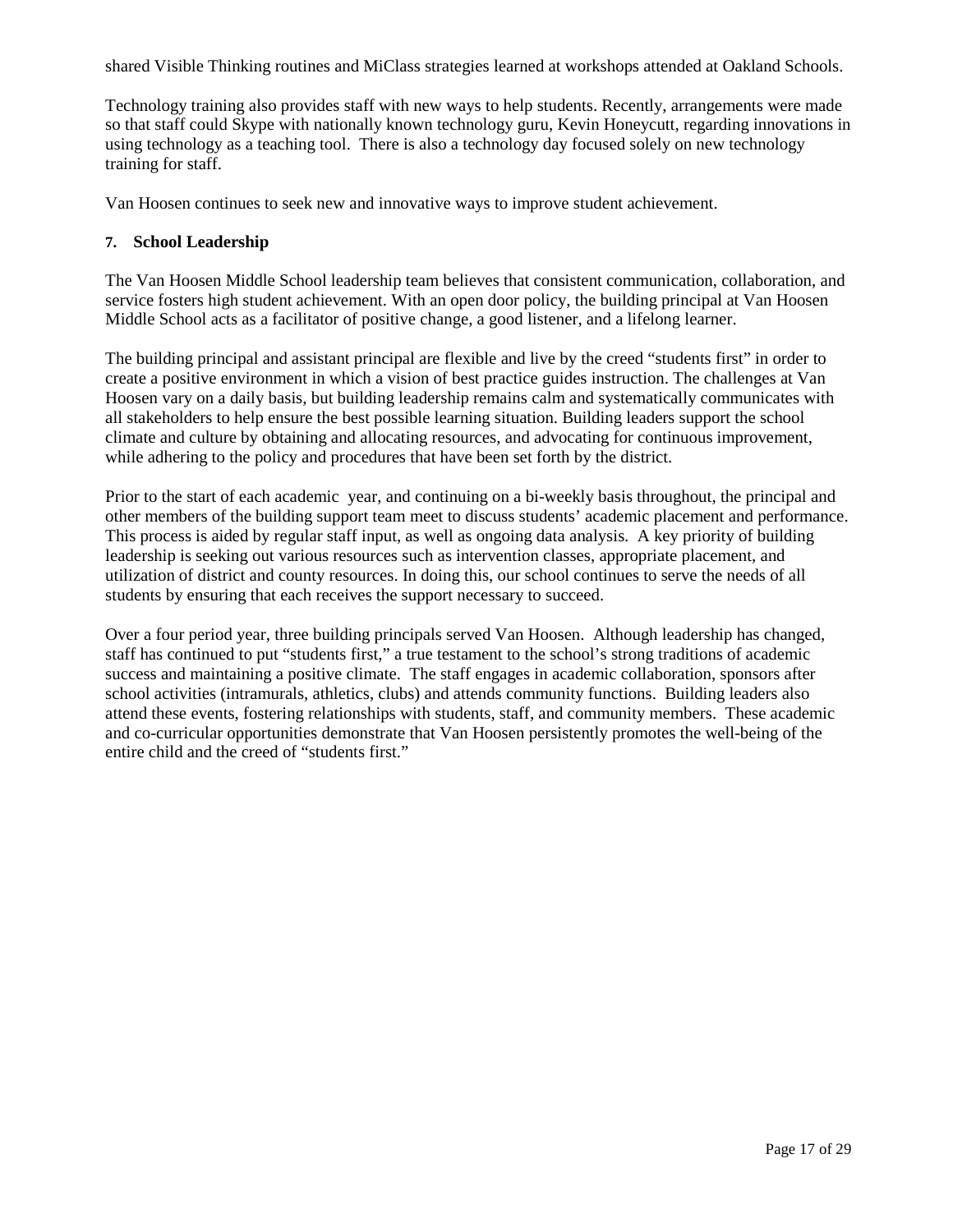shared Visible Thinking routines and MiClass strategies learned at workshops attended at Oakland Schools.

Technology training also provides staff with new ways to help students. Recently, arrangements were made so that staff could Skype with nationally known technology guru, Kevin Honeycutt, regarding innovations in using technology as a teaching tool. There is also a technology day focused solely on new technology training for staff.

Van Hoosen continues to seek new and innovative ways to improve student achievement.

**7. School Leadership**

The Van Hoosen Middle School leadership team believes that consistent communication, collaboration, and service fosters high student achievement. With an open door policy, the building principal at Van Hoosen Middle School acts as a facilitator of positive change, a good listener, and a lifelong learner.

The building principal and assistant principal are flexible and live by the creed “students first” in order to create a positive environment in which a vision of best practice guides instruction. The challenges at Van Hoosen vary on a daily basis, but building leadership remains calm and systematically communicates with all stakeholders to help ensure the best possible learning situation. Building leaders support the school climate and culture by obtaining and allocating resources, and advocating for continuous improvement, while adhering to the policy and procedures that have been set forth by the district.

Prior to the start of each academic year, and continuing on a bi-weekly basis throughout, the principal and other members of the building support team meet to discuss students’ academic placement and performance. This process is aided by regular staff input, as well as ongoing data analysis. A key priority of building leadership is seeking out various resources such as intervention classes, appropriate placement, and utilization of district and county resources. In doing this, our school continues to serve the needs of all students by ensuring that each receives the support necessary to succeed.

Over a four period year, three building principals served Van Hoosen. Although leadership has changed, staff has continued to put “students first,” a true testament to the school’s strong traditions of academic success and maintaining a positive climate. The staff engages in academic collaboration, sponsors after school activities (intramurals, athletics, clubs) and attends community functions. Building leaders also attend these events, fostering relationships with students, staff, and community members. These academic and co-curricular opportunities demonstrate that Van Hoosen persistently promotes the well-being of the entire child and the creed of “students first.”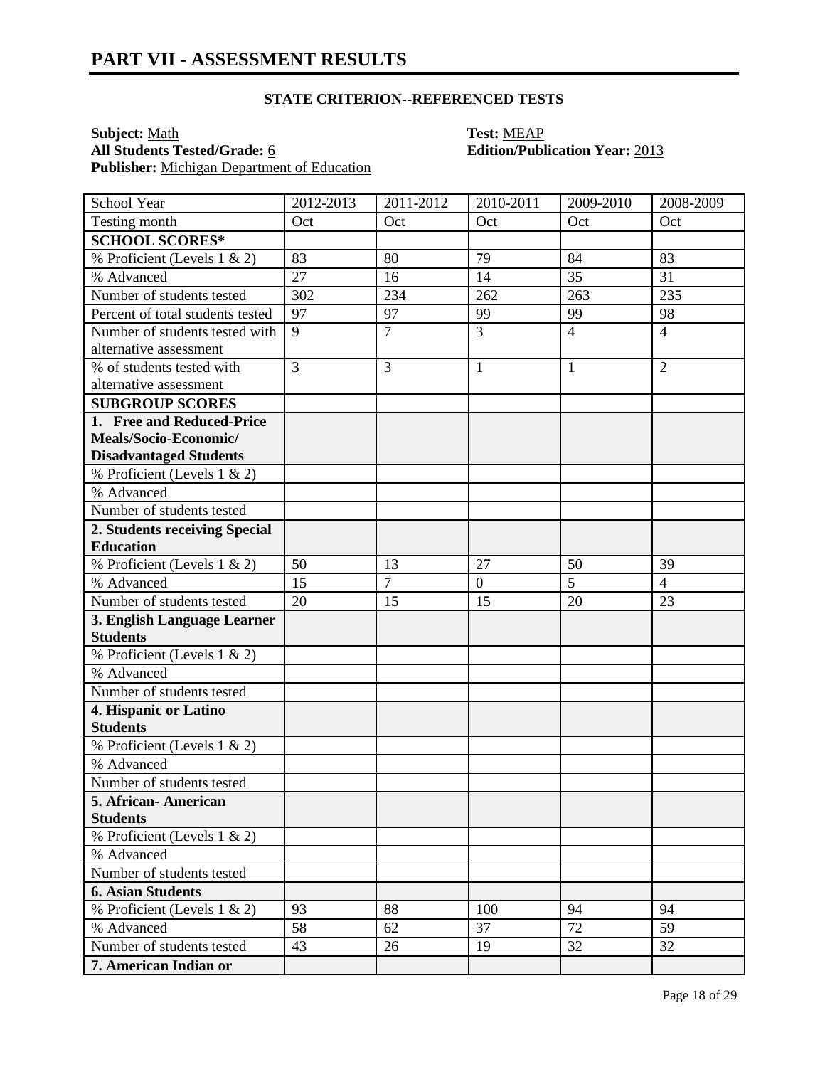# PART VII - ASSESSMENT RESULTS

### STATE CRITERION--REFERENCED TESTS

**Subject:** Math
**All Students Tested/Grade:** 6
**Publisher:** Michigan Department of Education

**Test:** MEAP
**Edition/Publication Year:** 2013

| School Year | 2012-2013 | 2011-2012 | 2010-2011 | 2009-2010 | 2008-2009 |
|---|---|---|---|---|---|
| Testing month | Oct | Oct | Oct | Oct | Oct |
| **SCHOOL SCORES*** | | | | | |
| % Proficient (Levels 1 & 2) | 83 | 80 | 79 | 84 | 83 |
| % Advanced | 27 | 16 | 14 | 35 | 31 |
| Number of students tested | 302 | 234 | 262 | 263 | 235 |
| Percent of total students tested | 97 | 97 | 99 | 99 | 98 |
| Number of students tested with alternative assessment | 9 | 7 | 3 | 4 | 4 |
| % of students tested with alternative assessment | 3 | 3 | 1 | 1 | 2 |
| **SUBGROUP SCORES** | | | | | |
| **1. Free and Reduced-Price Meals/Socio-Economic/ Disadvantaged Students** | | | | | |
| % Proficient (Levels 1 & 2) | | | | | |
| % Advanced | | | | | |
| Number of students tested | | | | | |
| **2. Students receiving Special Education** | | | | | |
| % Proficient (Levels 1 & 2) | 50 | 13 | 27 | 50 | 39 |
| % Advanced | 15 | 7 | 0 | 5 | 4 |
| Number of students tested | 20 | 15 | 15 | 20 | 23 |
| **3. English Language Learner Students** | | | | | |
| % Proficient (Levels 1 & 2) | | | | | |
| % Advanced | | | | | |
| Number of students tested | | | | | |
| **4. Hispanic or Latino Students** | | | | | |
| % Proficient (Levels 1 & 2) | | | | | |
| % Advanced | | | | | |
| Number of students tested | | | | | |
| **5. African- American Students** | | | | | |
| % Proficient (Levels 1 & 2) | | | | | |
| % Advanced | | | | | |
| Number of students tested | | | | | |
| **6. Asian Students** | | | | | |
| % Proficient (Levels 1 & 2) | 93 | 88 | 100 | 94 | 94 |
| % Advanced | 58 | 62 | 37 | 72 | 59 |
| Number of students tested | 43 | 26 | 19 | 32 | 32 |
| **7. American Indian or** | | | | | |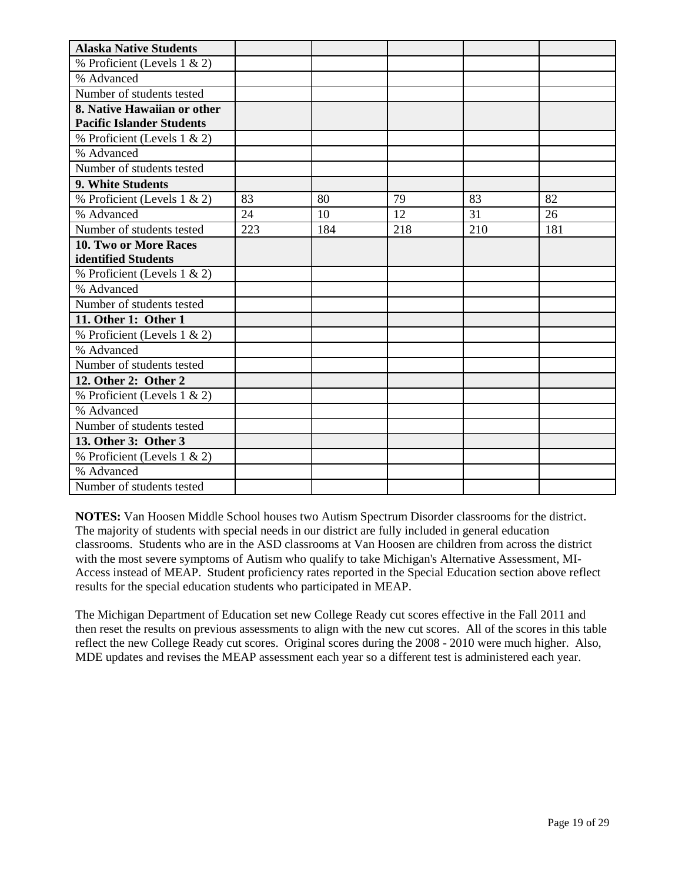| Alaska Native Students | | | | | |
|---|---|---|---|---|---|
| % Proficient (Levels 1 & 2) | | | | | |
| % Advanced | | | | | |
| Number of students tested | | | | | |
| **8. Native Hawaiian or other Pacific Islander Students** | | | | | |
| % Proficient (Levels 1 & 2) | | | | | |
| % Advanced | | | | | |
| Number of students tested | | | | | |
| **9. White Students** | | | | | |
| % Proficient (Levels 1 & 2) | 83 | 80 | 79 | 83 | 82 |
| % Advanced | 24 | 10 | 12 | 31 | 26 |
| Number of students tested | 223 | 184 | 218 | 210 | 181 |
| **10. Two or More Races identified Students** | | | | | |
| % Proficient (Levels 1 & 2) | | | | | |
| % Advanced | | | | | |
| Number of students tested | | | | | |
| **11. Other 1: Other 1** | | | | | |
| % Proficient (Levels 1 & 2) | | | | | |
| % Advanced | | | | | |
| Number of students tested | | | | | |
| **12. Other 2: Other 2** | | | | | |
| % Proficient (Levels 1 & 2) | | | | | |
| % Advanced | | | | | |
| Number of students tested | | | | | |
| **13. Other 3: Other 3** | | | | | |
| % Proficient (Levels 1 & 2) | | | | | |
| % Advanced | | | | | |
| Number of students tested | | | | | |

**NOTES:** Van Hoosen Middle School houses two Autism Spectrum Disorder classrooms for the district. The majority of students with special needs in our district are fully included in general education classrooms. Students who are in the ASD classrooms at Van Hoosen are children from across the district with the most severe symptoms of Autism who qualify to take Michigan's Alternative Assessment, MI-Access instead of MEAP. Student proficiency rates reported in the Special Education section above reflect results for the special education students who participated in MEAP.

The Michigan Department of Education set new College Ready cut scores effective in the Fall 2011 and then reset the results on previous assessments to align with the new cut scores. All of the scores in this table reflect the new College Ready cut scores. Original scores during the 2008 - 2010 were much higher. Also, MDE updates and revises the MEAP assessment each year so a different test is administered each year.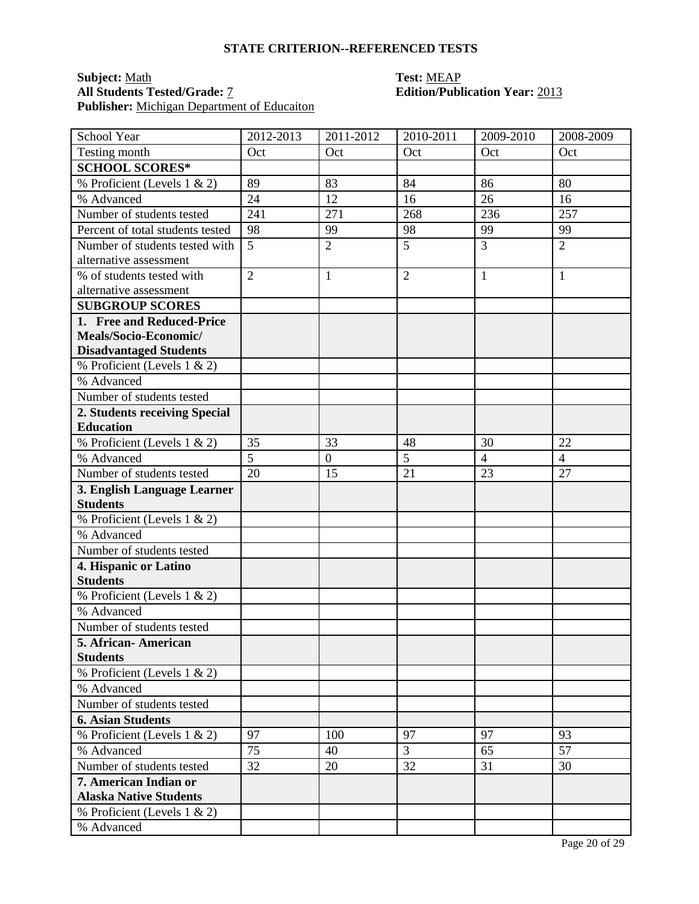## STATE CRITERION--REFERENCED TESTS

**Subject:** Math
**All Students Tested/Grade:** 7
**Publisher:** Michigan Department of Educaiton

**Test:** MEAP
**Edition/Publication Year:** 2013

| School Year | 2012-2013 | 2011-2012 | 2010-2011 | 2009-2010 | 2008-2009 |
|---|---|---|---|---|---|
| Testing month | Oct | Oct | Oct | Oct | Oct |
| **SCHOOL SCORES*** | | | | | |
| % Proficient (Levels 1 & 2) | 89 | 83 | 84 | 86 | 80 |
| % Advanced | 24 | 12 | 16 | 26 | 16 |
| Number of students tested | 241 | 271 | 268 | 236 | 257 |
| Percent of total students tested | 98 | 99 | 98 | 99 | 99 |
| Number of students tested with alternative assessment | 5 | 2 | 5 | 3 | 2 |
| % of students tested with alternative assessment | 2 | 1 | 2 | 1 | 1 |
| **SUBGROUP SCORES** | | | | | |
| **1. Free and Reduced-Price Meals/Socio-Economic/ Disadvantaged Students** | | | | | |
| % Proficient (Levels 1 & 2) | | | | | |
| % Advanced | | | | | |
| Number of students tested | | | | | |
| **2. Students receiving Special Education** | | | | | |
| % Proficient (Levels 1 & 2) | 35 | 33 | 48 | 30 | 22 |
| % Advanced | 5 | 0 | 5 | 4 | 4 |
| Number of students tested | 20 | 15 | 21 | 23 | 27 |
| **3. English Language Learner Students** | | | | | |
| % Proficient (Levels 1 & 2) | | | | | |
| % Advanced | | | | | |
| Number of students tested | | | | | |
| **4. Hispanic or Latino Students** | | | | | |
| % Proficient (Levels 1 & 2) | | | | | |
| % Advanced | | | | | |
| Number of students tested | | | | | |
| **5. African- American Students** | | | | | |
| % Proficient (Levels 1 & 2) | | | | | |
| % Advanced | | | | | |
| Number of students tested | | | | | |
| **6. Asian Students** | | | | | |
| % Proficient (Levels 1 & 2) | 97 | 100 | 97 | 97 | 93 |
| % Advanced | 75 | 40 | 3 | 65 | 57 |
| Number of students tested | 32 | 20 | 32 | 31 | 30 |
| **7. American Indian or Alaska Native Students** | | | | | |
| % Proficient (Levels 1 & 2) | | | | | |
| % Advanced | | | | | |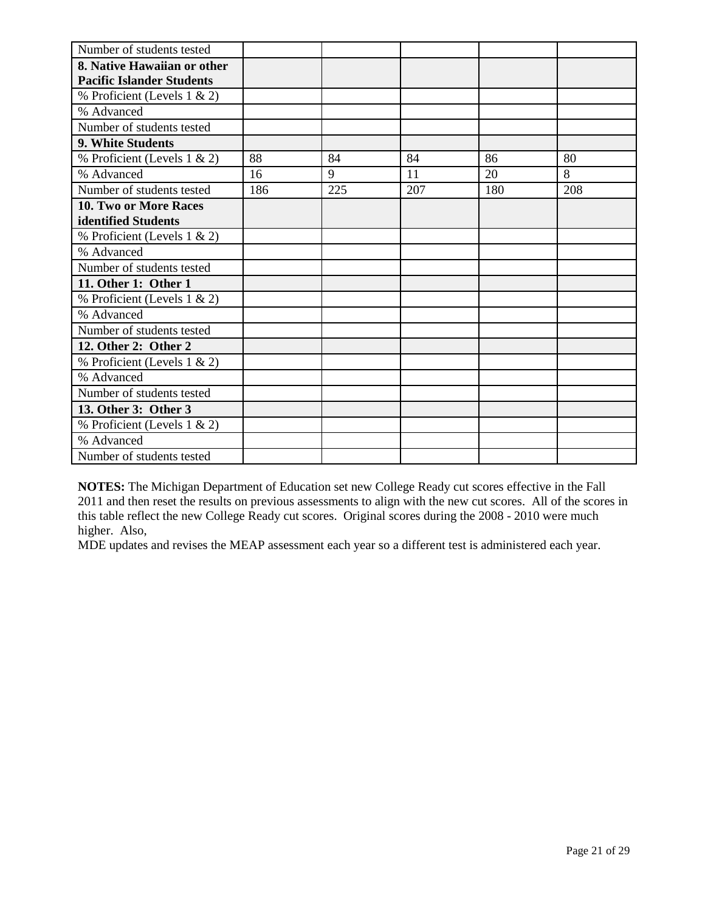| Number of students tested | | | | | |
|---|---|---|---|---|---|
| **8. Native Hawaiian or other Pacific Islander Students** | | | | | |
| % Proficient (Levels 1 & 2) | | | | | |
| % Advanced | | | | | |
| Number of students tested | | | | | |
| **9. White Students** | | | | | |
| % Proficient (Levels 1 & 2) | 88 | 84 | 84 | 86 | 80 |
| % Advanced | 16 | 9 | 11 | 20 | 8 |
| Number of students tested | 186 | 225 | 207 | 180 | 208 |
| **10. Two or More Races identified Students** | | | | | |
| % Proficient (Levels 1 & 2) | | | | | |
| % Advanced | | | | | |
| Number of students tested | | | | | |
| **11. Other 1: Other 1** | | | | | |
| % Proficient (Levels 1 & 2) | | | | | |
| % Advanced | | | | | |
| Number of students tested | | | | | |
| **12. Other 2: Other 2** | | | | | |
| % Proficient (Levels 1 & 2) | | | | | |
| % Advanced | | | | | |
| Number of students tested | | | | | |
| **13. Other 3: Other 3** | | | | | |
| % Proficient (Levels 1 & 2) | | | | | |
| % Advanced | | | | | |
| Number of students tested | | | | | |

**NOTES:** The Michigan Department of Education set new College Ready cut scores effective in the Fall 2011 and then reset the results on previous assessments to align with the new cut scores. All of the scores in this table reflect the new College Ready cut scores. Original scores during the 2008 - 2010 were much higher. Also,

MDE updates and revises the MEAP assessment each year so a different test is administered each year.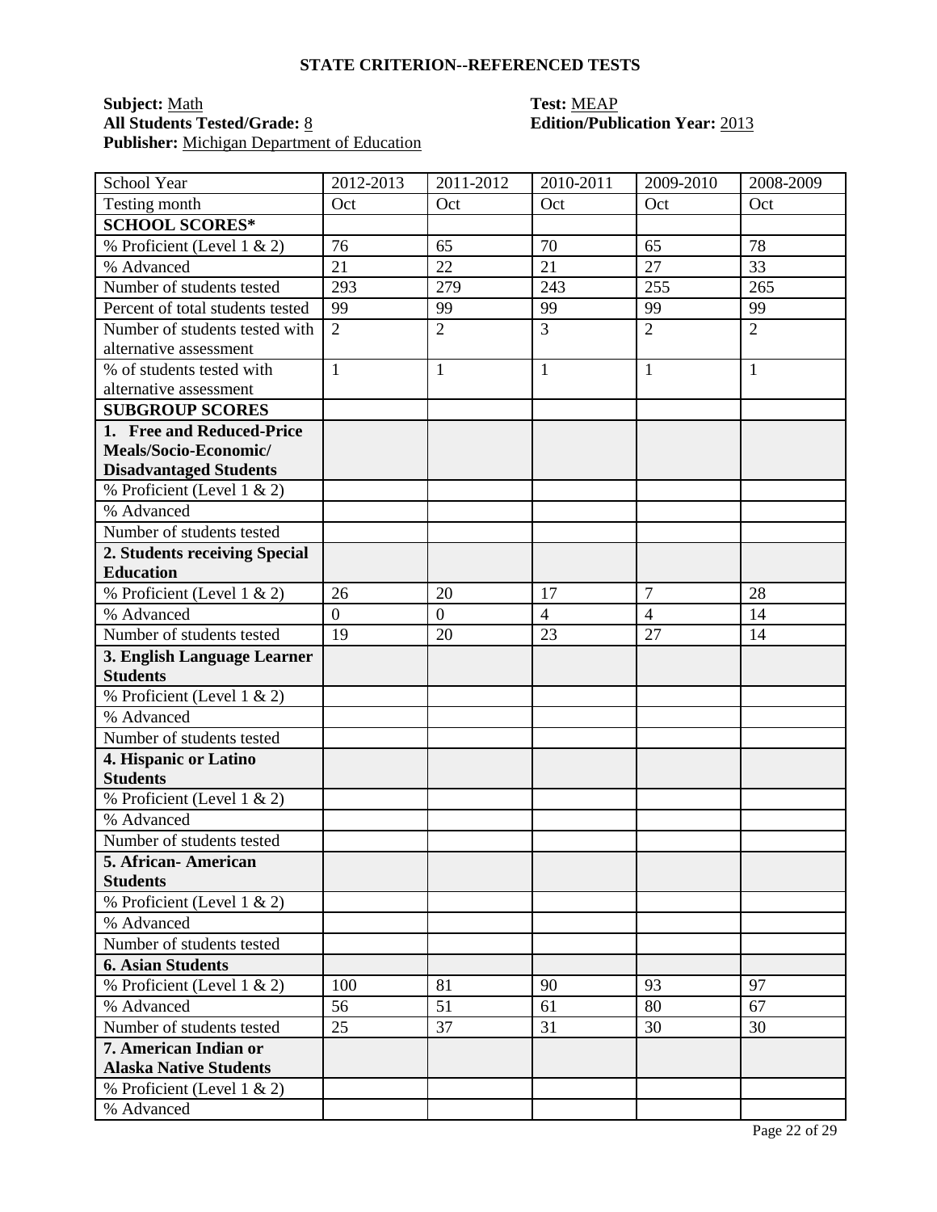## STATE CRITERION--REFERENCED TESTS

**Subject:** Math
**Test:** MEAP
**All Students Tested/Grade:** 8
**Edition/Publication Year:** 2013
**Publisher:** Michigan Department of Education

| School Year | 2012-2013 | 2011-2012 | 2010-2011 | 2009-2010 | 2008-2009 |
|---|---|---|---|---|---|
| Testing month | Oct | Oct | Oct | Oct | Oct |
| **SCHOOL SCORES*** | | | | | |
| % Proficient (Level 1 & 2) | 76 | 65 | 70 | 65 | 78 |
| % Advanced | 21 | 22 | 21 | 27 | 33 |
| Number of students tested | 293 | 279 | 243 | 255 | 265 |
| Percent of total students tested | 99 | 99 | 99 | 99 | 99 |
| Number of students tested with alternative assessment | 2 | 2 | 3 | 2 | 2 |
| % of students tested with alternative assessment | 1 | 1 | 1 | 1 | 1 |
| **SUBGROUP SCORES** | | | | | |
| **1. Free and Reduced-Price Meals/Socio-Economic/ Disadvantaged Students** | | | | | |
| % Proficient (Level 1 & 2) | | | | | |
| % Advanced | | | | | |
| Number of students tested | | | | | |
| **2. Students receiving Special Education** | | | | | |
| % Proficient (Level 1 & 2) | 26 | 20 | 17 | 7 | 28 |
| % Advanced | 0 | 0 | 4 | 4 | 14 |
| Number of students tested | 19 | 20 | 23 | 27 | 14 |
| **3. English Language Learner Students** | | | | | |
| % Proficient (Level 1 & 2) | | | | | |
| % Advanced | | | | | |
| Number of students tested | | | | | |
| **4. Hispanic or Latino Students** | | | | | |
| % Proficient (Level 1 & 2) | | | | | |
| % Advanced | | | | | |
| Number of students tested | | | | | |
| **5. African- American Students** | | | | | |
| % Proficient (Level 1 & 2) | | | | | |
| % Advanced | | | | | |
| Number of students tested | | | | | |
| **6. Asian Students** | | | | | |
| % Proficient (Level 1 & 2) | 100 | 81 | 90 | 93 | 97 |
| % Advanced | 56 | 51 | 61 | 80 | 67 |
| Number of students tested | 25 | 37 | 31 | 30 | 30 |
| **7. American Indian or Alaska Native Students** | | | | | |
| % Proficient (Level 1 & 2) | | | | | |
| % Advanced | | | | | |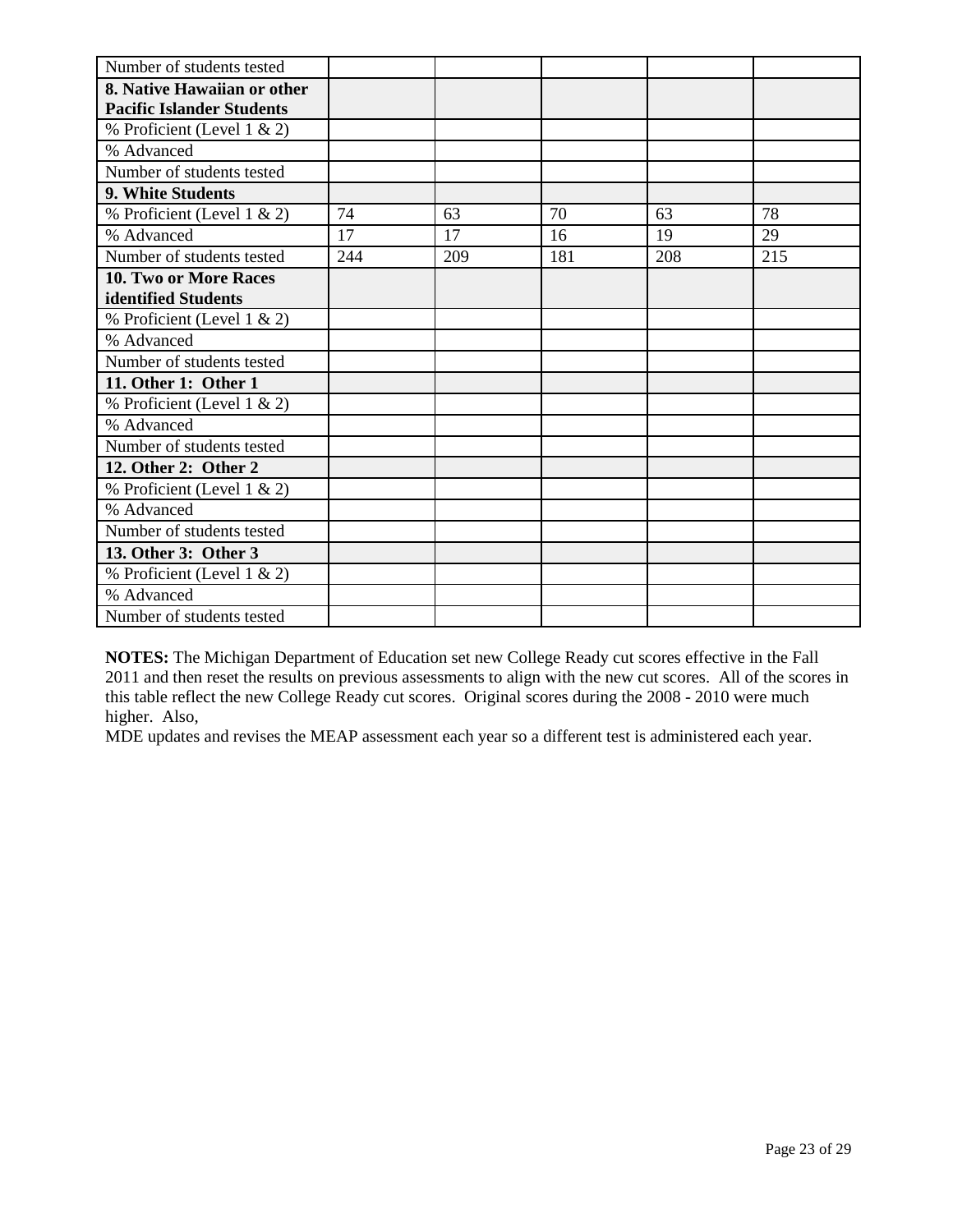| Number of students tested | | | | | |
|---|---|---|---|---|---|
| **8. Native Hawaiian or other Pacific Islander Students** | | | | | |
| % Proficient (Level 1 & 2) | | | | | |
| % Advanced | | | | | |
| Number of students tested | | | | | |
| **9. White Students** | | | | | |
| % Proficient (Level 1 & 2) | 74 | 63 | 70 | 63 | 78 |
| % Advanced | 17 | 17 | 16 | 19 | 29 |
| Number of students tested | 244 | 209 | 181 | 208 | 215 |
| **10. Two or More Races identified Students** | | | | | |
| % Proficient (Level 1 & 2) | | | | | |
| % Advanced | | | | | |
| Number of students tested | | | | | |
| **11. Other 1: Other 1** | | | | | |
| % Proficient (Level 1 & 2) | | | | | |
| % Advanced | | | | | |
| Number of students tested | | | | | |
| **12. Other 2: Other 2** | | | | | |
| % Proficient (Level 1 & 2) | | | | | |
| % Advanced | | | | | |
| Number of students tested | | | | | |
| **13. Other 3: Other 3** | | | | | |
| % Proficient (Level 1 & 2) | | | | | |
| % Advanced | | | | | |
| Number of students tested | | | | | |

**NOTES:** The Michigan Department of Education set new College Ready cut scores effective in the Fall 2011 and then reset the results on previous assessments to align with the new cut scores. All of the scores in this table reflect the new College Ready cut scores. Original scores during the 2008 - 2010 were much higher. Also,
MDE updates and revises the MEAP assessment each year so a different test is administered each year.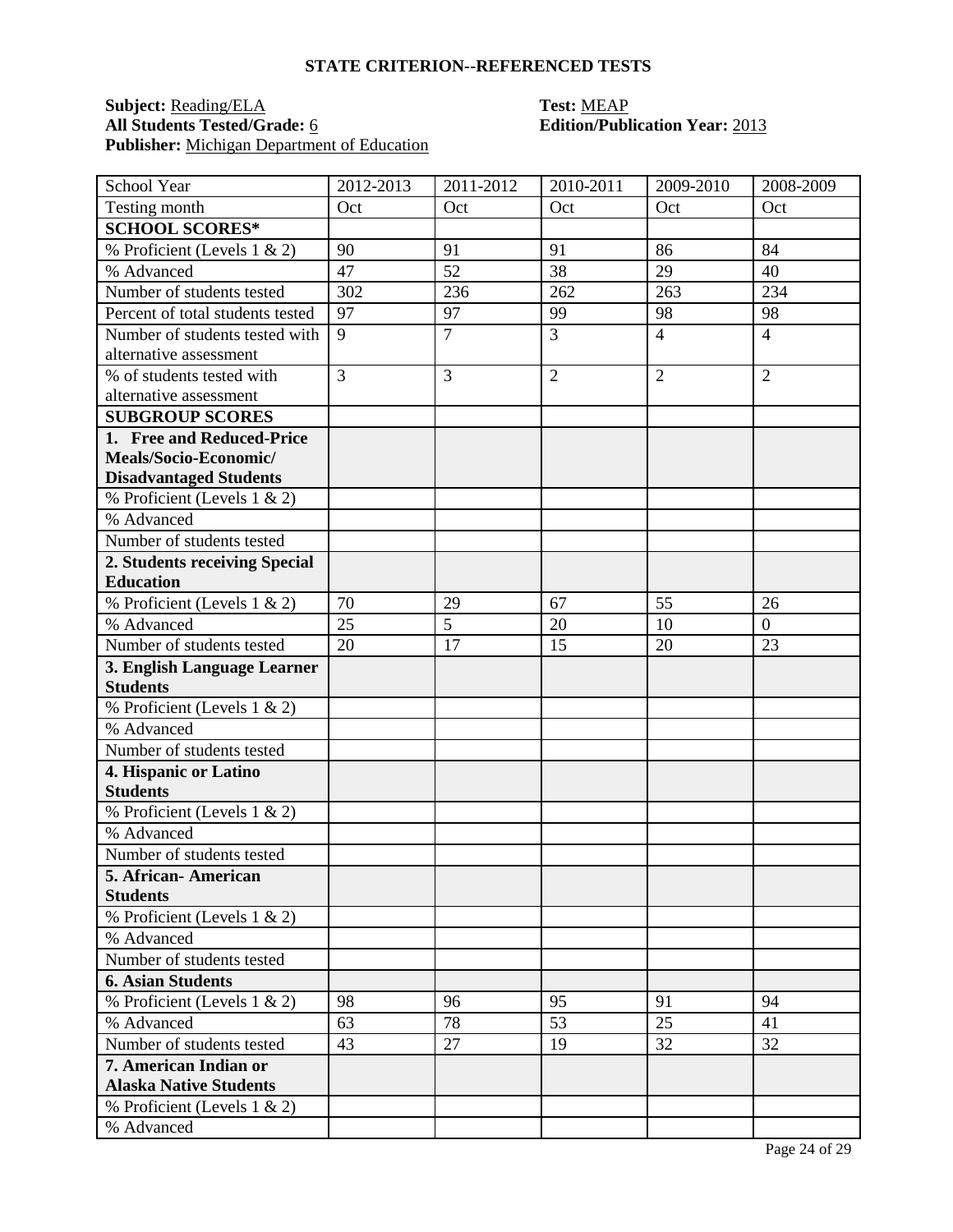## STATE CRITERION--REFERENCED TESTS

**Subject:** Reading/ELA
**Test:** MEAP
**All Students Tested/Grade:** 6
**Edition/Publication Year:** 2013
**Publisher:** Michigan Department of Education

| School Year | 2012-2013 | 2011-2012 | 2010-2011 | 2009-2010 | 2008-2009 |
|---|---|---|---|---|---|
| Testing month | Oct | Oct | Oct | Oct | Oct |
| **SCHOOL SCORES*** | | | | | |
| % Proficient (Levels 1 & 2) | 90 | 91 | 91 | 86 | 84 |
| % Advanced | 47 | 52 | 38 | 29 | 40 |
| Number of students tested | 302 | 236 | 262 | 263 | 234 |
| Percent of total students tested | 97 | 97 | 99 | 98 | 98 |
| Number of students tested with alternative assessment | 9 | 7 | 3 | 4 | 4 |
| % of students tested with alternative assessment | 3 | 3 | 2 | 2 | 2 |
| **SUBGROUP SCORES** | | | | | |
| **1. Free and Reduced-Price Meals/Socio-Economic/ Disadvantaged Students** | | | | | |
| % Proficient (Levels 1 & 2) | | | | | |
| % Advanced | | | | | |
| Number of students tested | | | | | |
| **2. Students receiving Special Education** | | | | | |
| % Proficient (Levels 1 & 2) | 70 | 29 | 67 | 55 | 26 |
| % Advanced | 25 | 5 | 20 | 10 | 0 |
| Number of students tested | 20 | 17 | 15 | 20 | 23 |
| **3. English Language Learner Students** | | | | | |
| % Proficient (Levels 1 & 2) | | | | | |
| % Advanced | | | | | |
| Number of students tested | | | | | |
| **4. Hispanic or Latino Students** | | | | | |
| % Proficient (Levels 1 & 2) | | | | | |
| % Advanced | | | | | |
| Number of students tested | | | | | |
| **5. African- American Students** | | | | | |
| % Proficient (Levels 1 & 2) | | | | | |
| % Advanced | | | | | |
| Number of students tested | | | | | |
| **6. Asian Students** | | | | | |
| % Proficient (Levels 1 & 2) | 98 | 96 | 95 | 91 | 94 |
| % Advanced | 63 | 78 | 53 | 25 | 41 |
| Number of students tested | 43 | 27 | 19 | 32 | 32 |
| **7. American Indian or Alaska Native Students** | | | | | |
| % Proficient (Levels 1 & 2) | | | | | |
| % Advanced | | | | | |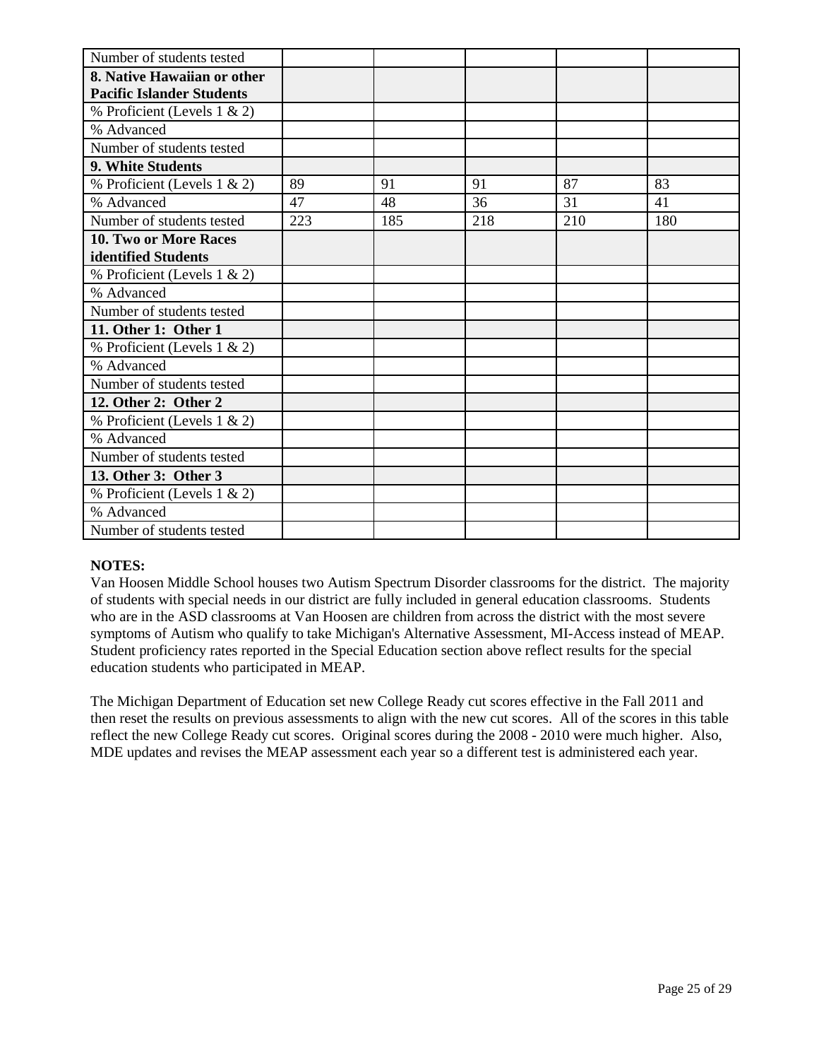| Number of students tested | | | | | |
|---|---|---|---|---|---|
| **8. Native Hawaiian or other Pacific Islander Students** | | | | | |
| % Proficient (Levels 1 & 2) | | | | | |
| % Advanced | | | | | |
| Number of students tested | | | | | |
| **9. White Students** | | | | | |
| % Proficient (Levels 1 & 2) | 89 | 91 | 91 | 87 | 83 |
| % Advanced | 47 | 48 | 36 | 31 | 41 |
| Number of students tested | 223 | 185 | 218 | 210 | 180 |
| **10. Two or More Races identified Students** | | | | | |
| % Proficient (Levels 1 & 2) | | | | | |
| % Advanced | | | | | |
| Number of students tested | | | | | |
| **11. Other 1: Other 1** | | | | | |
| % Proficient (Levels 1 & 2) | | | | | |
| % Advanced | | | | | |
| Number of students tested | | | | | |
| **12. Other 2: Other 2** | | | | | |
| % Proficient (Levels 1 & 2) | | | | | |
| % Advanced | | | | | |
| Number of students tested | | | | | |
| **13. Other 3: Other 3** | | | | | |
| % Proficient (Levels 1 & 2) | | | | | |
| % Advanced | | | | | |
| Number of students tested | | | | | |

**NOTES:**

Van Hoosen Middle School houses two Autism Spectrum Disorder classrooms for the district. The majority of students with special needs in our district are fully included in general education classrooms. Students who are in the ASD classrooms at Van Hoosen are children from across the district with the most severe symptoms of Autism who qualify to take Michigan's Alternative Assessment, MI-Access instead of MEAP. Student proficiency rates reported in the Special Education section above reflect results for the special education students who participated in MEAP.

The Michigan Department of Education set new College Ready cut scores effective in the Fall 2011 and then reset the results on previous assessments to align with the new cut scores. All of the scores in this table reflect the new College Ready cut scores. Original scores during the 2008 - 2010 were much higher. Also, MDE updates and revises the MEAP assessment each year so a different test is administered each year.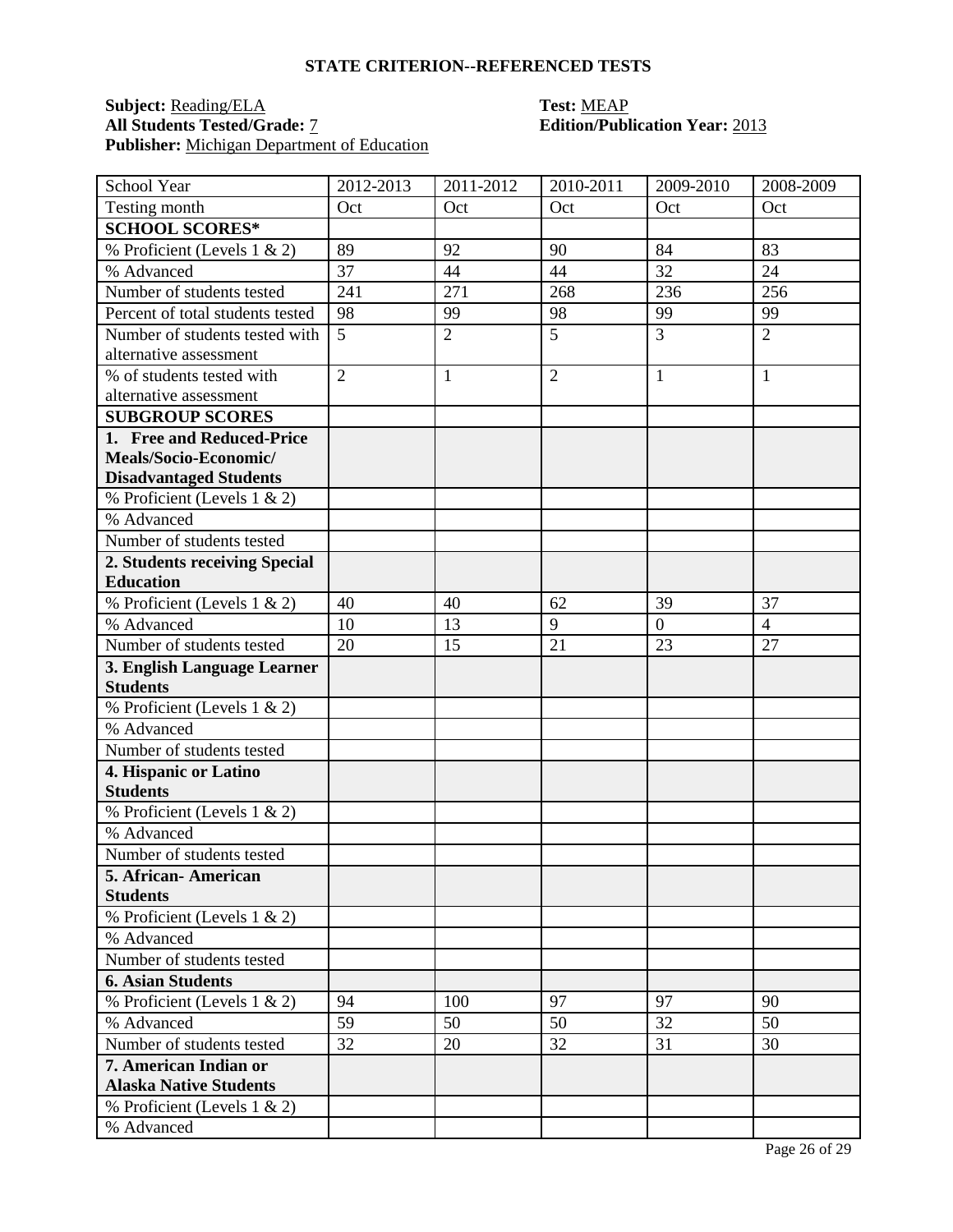## STATE CRITERION--REFERENCED TESTS

**Subject:** Reading/ELA  
**Test:** MEAP  
**All Students Tested/Grade:** 7  
**Edition/Publication Year:** 2013  
**Publisher:** Michigan Department of Education

| School Year | 2012-2013 | 2011-2012 | 2010-2011 | 2009-2010 | 2008-2009 |
|---|---|---|---|---|---|
| Testing month | Oct | Oct | Oct | Oct | Oct |
| **SCHOOL SCORES*** | | | | | |
| % Proficient (Levels 1 & 2) | 89 | 92 | 90 | 84 | 83 |
| % Advanced | 37 | 44 | 44 | 32 | 24 |
| Number of students tested | 241 | 271 | 268 | 236 | 256 |
| Percent of total students tested | 98 | 99 | 98 | 99 | 99 |
| Number of students tested with alternative assessment | 5 | 2 | 5 | 3 | 2 |
| % of students tested with alternative assessment | 2 | 1 | 2 | 1 | 1 |
| **SUBGROUP SCORES** | | | | | |
| **1. Free and Reduced-Price Meals/Socio-Economic/ Disadvantaged Students** | | | | | |
| % Proficient (Levels 1 & 2) | | | | | |
| % Advanced | | | | | |
| Number of students tested | | | | | |
| **2. Students receiving Special Education** | | | | | |
| % Proficient (Levels 1 & 2) | 40 | 40 | 62 | 39 | 37 |
| % Advanced | 10 | 13 | 9 | 0 | 4 |
| Number of students tested | 20 | 15 | 21 | 23 | 27 |
| **3. English Language Learner Students** | | | | | |
| % Proficient (Levels 1 & 2) | | | | | |
| % Advanced | | | | | |
| Number of students tested | | | | | |
| **4. Hispanic or Latino Students** | | | | | |
| % Proficient (Levels 1 & 2) | | | | | |
| % Advanced | | | | | |
| Number of students tested | | | | | |
| **5. African- American Students** | | | | | |
| % Proficient (Levels 1 & 2) | | | | | |
| % Advanced | | | | | |
| Number of students tested | | | | | |
| **6. Asian Students** | | | | | |
| % Proficient (Levels 1 & 2) | 94 | 100 | 97 | 97 | 90 |
| % Advanced | 59 | 50 | 50 | 32 | 50 |
| Number of students tested | 32 | 20 | 32 | 31 | 30 |
| **7. American Indian or Alaska Native Students** | | | | | |
| % Proficient (Levels 1 & 2) | | | | | |
| % Advanced | | | | | |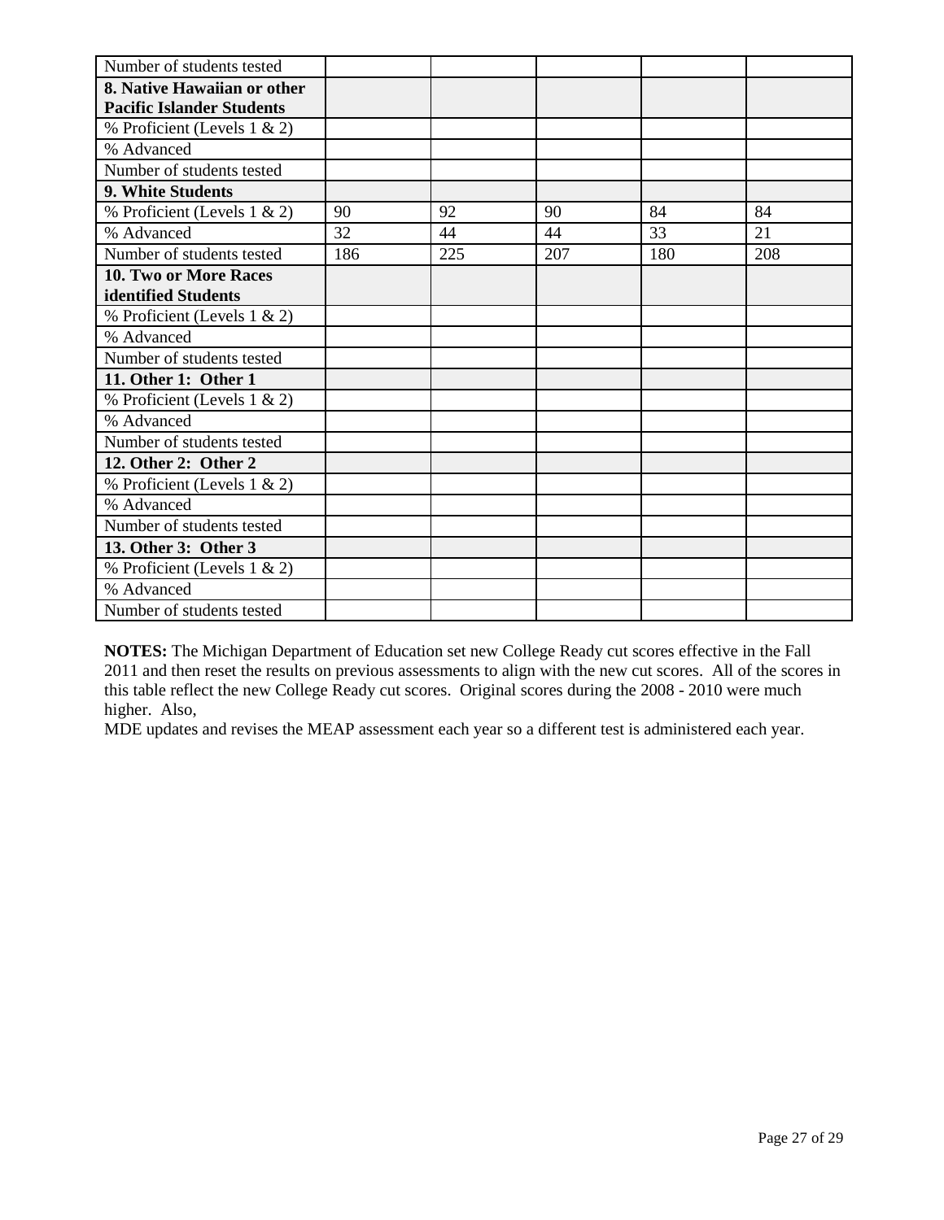| Number of students tested | | | | | |
|---|---|---|---|---|---|
| **8. Native Hawaiian or other Pacific Islander Students** | | | | | |
| % Proficient (Levels 1 & 2) | | | | | |
| % Advanced | | | | | |
| Number of students tested | | | | | |
| **9. White Students** | | | | | |
| % Proficient (Levels 1 & 2) | 90 | 92 | 90 | 84 | 84 |
| % Advanced | 32 | 44 | 44 | 33 | 21 |
| Number of students tested | 186 | 225 | 207 | 180 | 208 |
| **10. Two or More Races identified Students** | | | | | |
| % Proficient (Levels 1 & 2) | | | | | |
| % Advanced | | | | | |
| Number of students tested | | | | | |
| **11. Other 1: Other 1** | | | | | |
| % Proficient (Levels 1 & 2) | | | | | |
| % Advanced | | | | | |
| Number of students tested | | | | | |
| **12. Other 2: Other 2** | | | | | |
| % Proficient (Levels 1 & 2) | | | | | |
| % Advanced | | | | | |
| Number of students tested | | | | | |
| **13. Other 3: Other 3** | | | | | |
| % Proficient (Levels 1 & 2) | | | | | |
| % Advanced | | | | | |
| Number of students tested | | | | | |

**NOTES:** The Michigan Department of Education set new College Ready cut scores effective in the Fall 2011 and then reset the results on previous assessments to align with the new cut scores. All of the scores in this table reflect the new College Ready cut scores. Original scores during the 2008 - 2010 were much higher. Also,
MDE updates and revises the MEAP assessment each year so a different test is administered each year.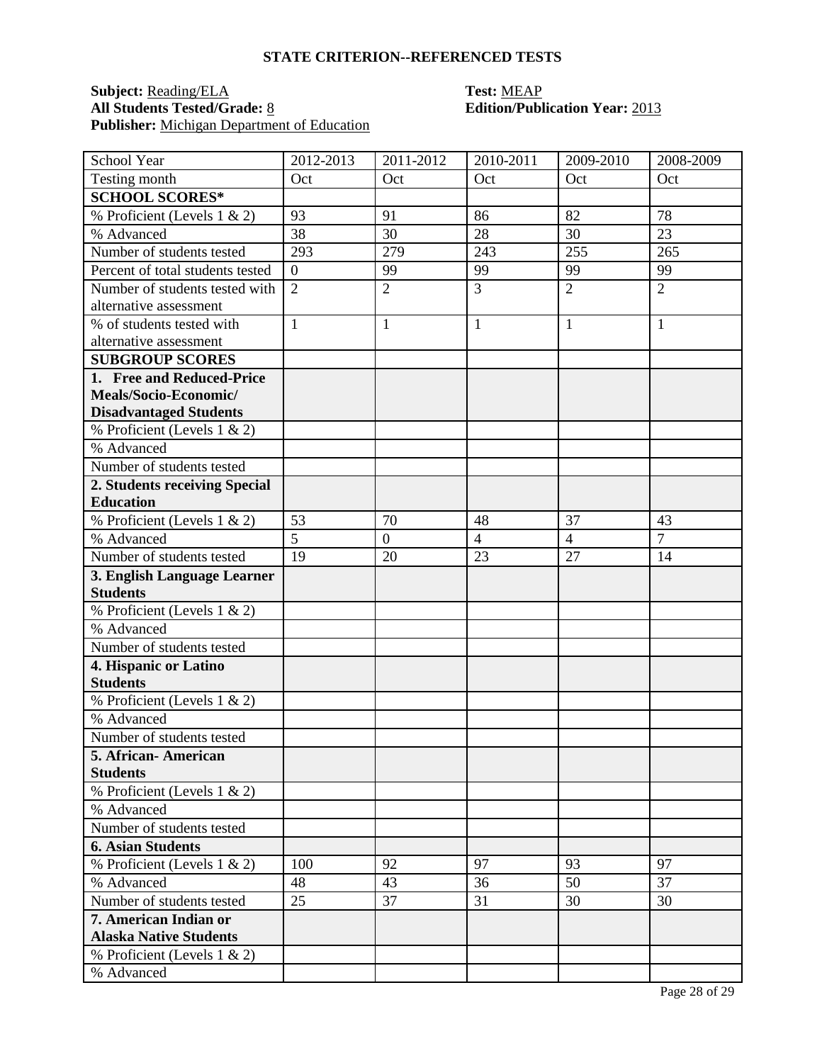## STATE CRITERION--REFERENCED TESTS

**Subject:** Reading/ELA
**Test:** MEAP
**All Students Tested/Grade:** 8
**Edition/Publication Year:** 2013
**Publisher:** Michigan Department of Education

| School Year | 2012-2013 | 2011-2012 | 2010-2011 | 2009-2010 | 2008-2009 |
|---|---|---|---|---|---|
| Testing month | Oct | Oct | Oct | Oct | Oct |
| **SCHOOL SCORES*** | | | | | |
| % Proficient (Levels 1 & 2) | 93 | 91 | 86 | 82 | 78 |
| % Advanced | 38 | 30 | 28 | 30 | 23 |
| Number of students tested | 293 | 279 | 243 | 255 | 265 |
| Percent of total students tested | 0 | 99 | 99 | 99 | 99 |
| Number of students tested with alternative assessment | 2 | 2 | 3 | 2 | 2 |
| % of students tested with alternative assessment | 1 | 1 | 1 | 1 | 1 |
| **SUBGROUP SCORES** | | | | | |
| **1. Free and Reduced-Price Meals/Socio-Economic/ Disadvantaged Students** | | | | | |
| % Proficient (Levels 1 & 2) | | | | | |
| % Advanced | | | | | |
| Number of students tested | | | | | |
| **2. Students receiving Special Education** | | | | | |
| % Proficient (Levels 1 & 2) | 53 | 70 | 48 | 37 | 43 |
| % Advanced | 5 | 0 | 4 | 4 | 7 |
| Number of students tested | 19 | 20 | 23 | 27 | 14 |
| **3. English Language Learner Students** | | | | | |
| % Proficient (Levels 1 & 2) | | | | | |
| % Advanced | | | | | |
| Number of students tested | | | | | |
| **4. Hispanic or Latino Students** | | | | | |
| % Proficient (Levels 1 & 2) | | | | | |
| % Advanced | | | | | |
| Number of students tested | | | | | |
| **5. African- American Students** | | | | | |
| % Proficient (Levels 1 & 2) | | | | | |
| % Advanced | | | | | |
| Number of students tested | | | | | |
| **6. Asian Students** | | | | | |
| % Proficient (Levels 1 & 2) | 100 | 92 | 97 | 93 | 97 |
| % Advanced | 48 | 43 | 36 | 50 | 37 |
| Number of students tested | 25 | 37 | 31 | 30 | 30 |
| **7. American Indian or Alaska Native Students** | | | | | |
| % Proficient (Levels 1 & 2) | | | | | |
| % Advanced | | | | | |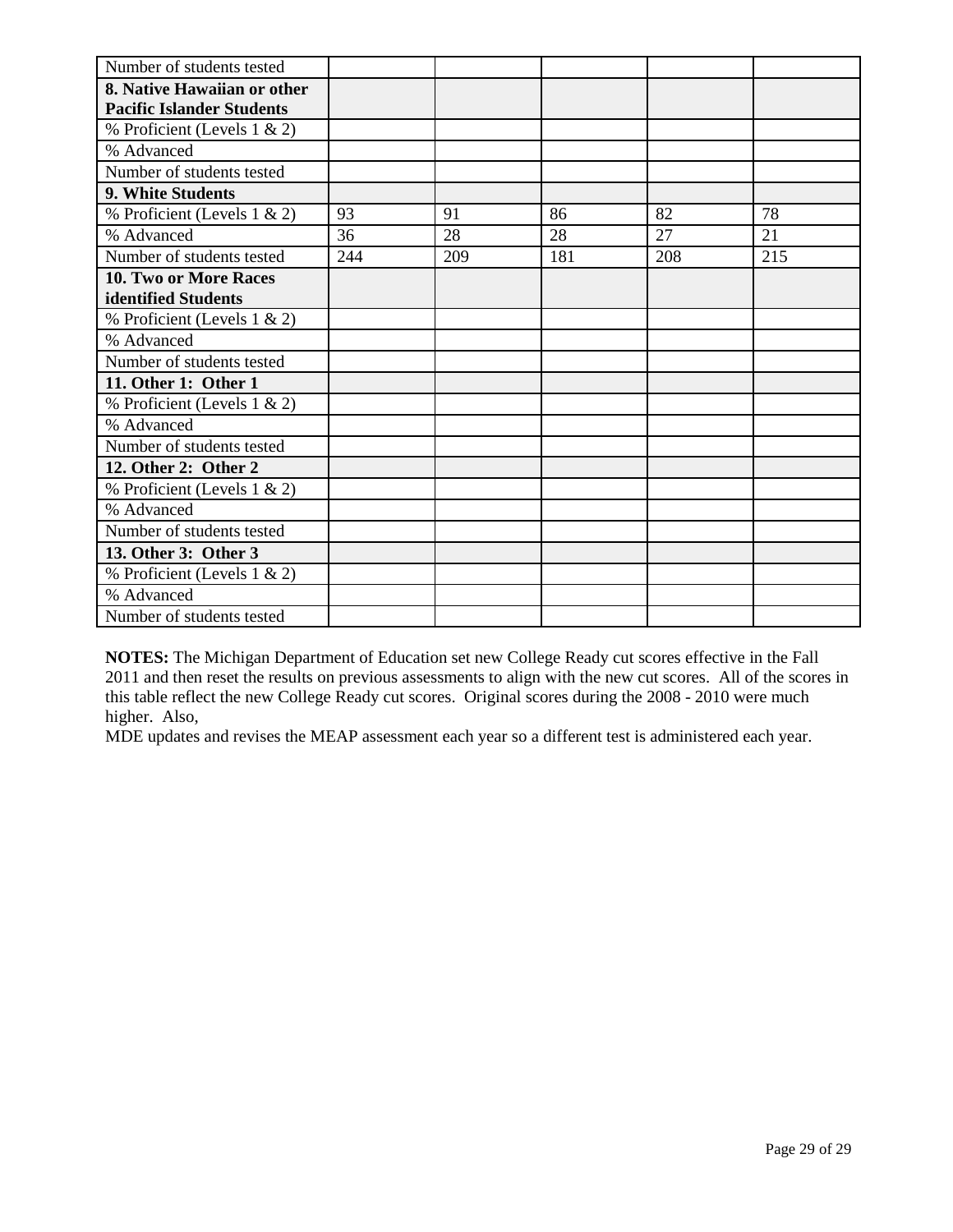| | | | | | |
|---|---|---|---|---|---|
| Number of students tested | | | | | |
| **8. Native Hawaiian or other Pacific Islander Students** | | | | | |
| % Proficient (Levels 1 & 2) | | | | | |
| % Advanced | | | | | |
| Number of students tested | | | | | |
| **9. White Students** | | | | | |
| % Proficient (Levels 1 & 2) | 93 | 91 | 86 | 82 | 78 |
| % Advanced | 36 | 28 | 28 | 27 | 21 |
| Number of students tested | 244 | 209 | 181 | 208 | 215 |
| **10. Two or More Races identified Students** | | | | | |
| % Proficient (Levels 1 & 2) | | | | | |
| % Advanced | | | | | |
| Number of students tested | | | | | |
| **11. Other 1: Other 1** | | | | | |
| % Proficient (Levels 1 & 2) | | | | | |
| % Advanced | | | | | |
| Number of students tested | | | | | |
| **12. Other 2: Other 2** | | | | | |
| % Proficient (Levels 1 & 2) | | | | | |
| % Advanced | | | | | |
| Number of students tested | | | | | |
| **13. Other 3: Other 3** | | | | | |
| % Proficient (Levels 1 & 2) | | | | | |
| % Advanced | | | | | |
| Number of students tested | | | | | |

**NOTES:** The Michigan Department of Education set new College Ready cut scores effective in the Fall 2011 and then reset the results on previous assessments to align with the new cut scores. All of the scores in this table reflect the new College Ready cut scores. Original scores during the 2008 - 2010 were much higher. Also,
MDE updates and revises the MEAP assessment each year so a different test is administered each year.